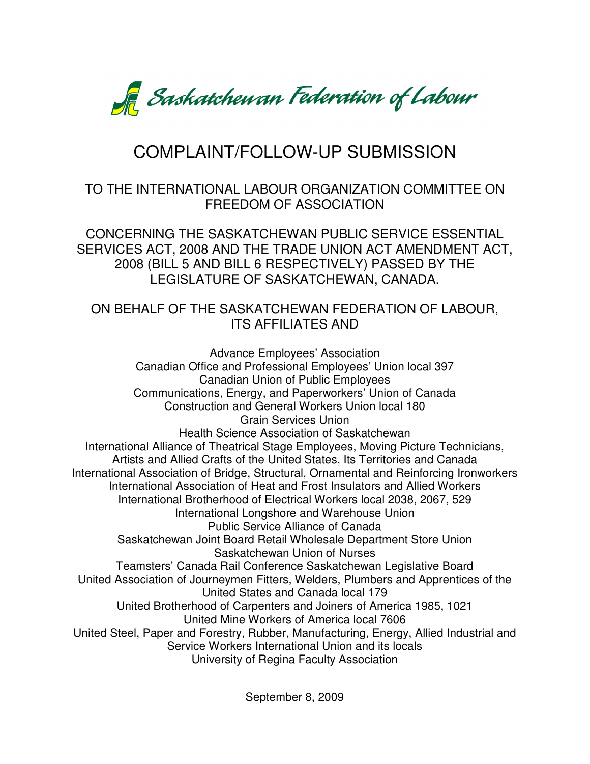Saskatchewan Federation of Labour

# COMPLAINT/FOLLOW-UP SUBMISSION

## TO THE INTERNATIONAL LABOUR ORGANIZATION COMMITTEE ON FREEDOM OF ASSOCIATION

## CONCERNING THE SASKATCHEWAN PUBLIC SERVICE ESSENTIAL SERVICES ACT, 2008 AND THE TRADE UNION ACT AMENDMENT ACT, 2008 (BILL 5 AND BILL 6 RESPECTIVELY) PASSED BY THE LEGISLATURE OF SASKATCHEWAN, CANADA.

## ON BEHALF OF THE SASKATCHEWAN FEDERATION OF LABOUR, ITS AFFILIATES AND

Advance Employees' Association
Canadian Office and Professional Employees' Union local 397
Canadian Union of Public Employees
Communications, Energy, and Paperworkers' Union of Canada
Construction and General Workers Union local 180
Grain Services Union
Health Science Association of Saskatchewan
International Alliance of Theatrical Stage Employees, Moving Picture Technicians, Artists and Allied Crafts of the United States, Its Territories and Canada
International Association of Bridge, Structural, Ornamental and Reinforcing Ironworkers
International Association of Heat and Frost Insulators and Allied Workers
International Brotherhood of Electrical Workers local 2038, 2067, 529
International Longshore and Warehouse Union
Public Service Alliance of Canada
Saskatchewan Joint Board Retail Wholesale Department Store Union
Saskatchewan Union of Nurses
Teamsters' Canada Rail Conference Saskatchewan Legislative Board
United Association of Journeymen Fitters, Welders, Plumbers and Apprentices of the United States and Canada local 179
United Brotherhood of Carpenters and Joiners of America 1985, 1021
United Mine Workers of America local 7606
United Steel, Paper and Forestry, Rubber, Manufacturing, Energy, Allied Industrial and Service Workers International Union and its locals
University of Regina Faculty Association

September 8, 2009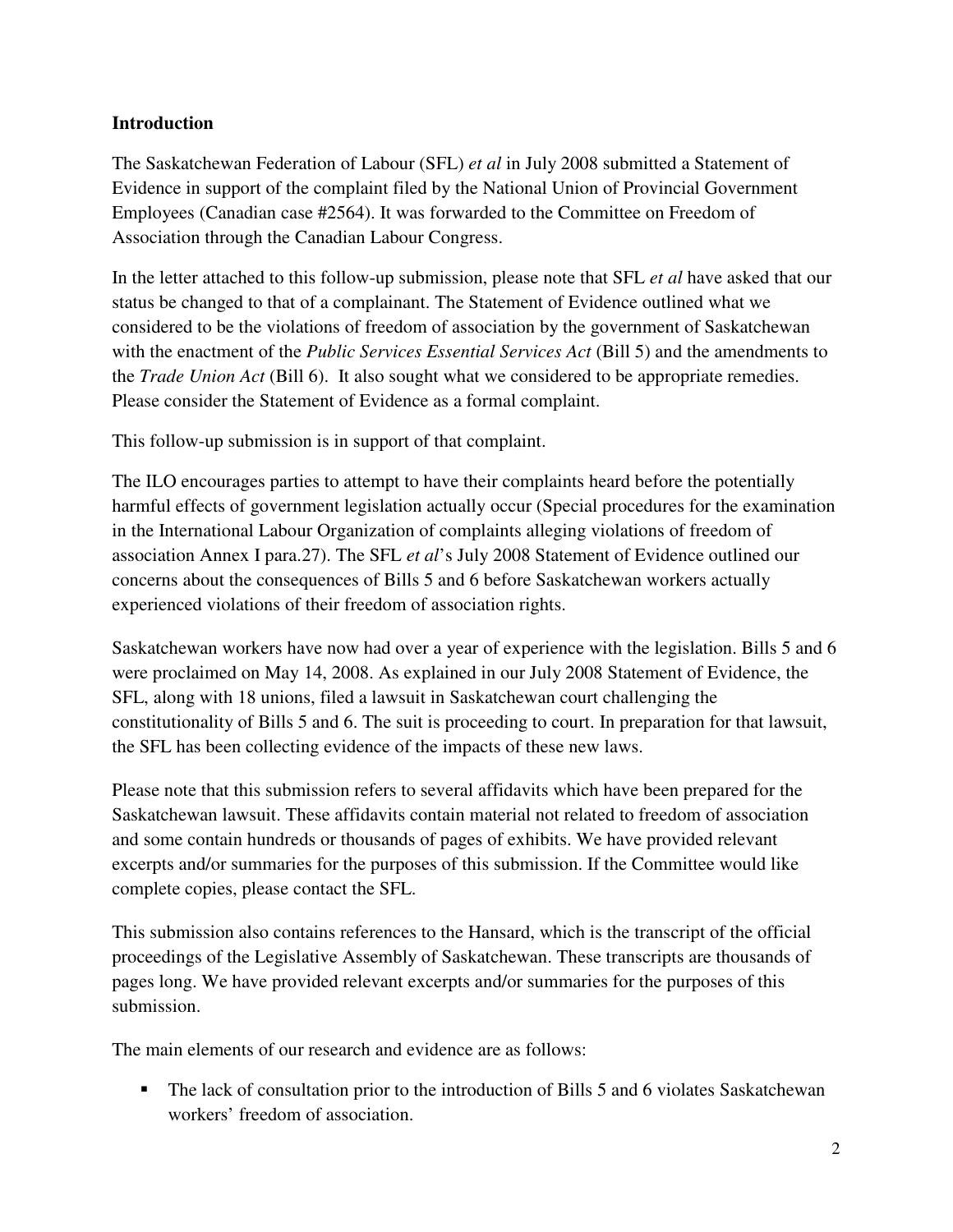## Introduction

The Saskatchewan Federation of Labour (SFL) *et al* in July 2008 submitted a Statement of Evidence in support of the complaint filed by the National Union of Provincial Government Employees (Canadian case #2564). It was forwarded to the Committee on Freedom of Association through the Canadian Labour Congress.

In the letter attached to this follow-up submission, please note that SFL *et al* have asked that our status be changed to that of a complainant. The Statement of Evidence outlined what we considered to be the violations of freedom of association by the government of Saskatchewan with the enactment of the *Public Services Essential Services Act* (Bill 5) and the amendments to the *Trade Union Act* (Bill 6). It also sought what we considered to be appropriate remedies. Please consider the Statement of Evidence as a formal complaint.

This follow-up submission is in support of that complaint.

The ILO encourages parties to attempt to have their complaints heard before the potentially harmful effects of government legislation actually occur (Special procedures for the examination in the International Labour Organization of complaints alleging violations of freedom of association Annex I para.27). The SFL *et al*'s July 2008 Statement of Evidence outlined our concerns about the consequences of Bills 5 and 6 before Saskatchewan workers actually experienced violations of their freedom of association rights.

Saskatchewan workers have now had over a year of experience with the legislation. Bills 5 and 6 were proclaimed on May 14, 2008. As explained in our July 2008 Statement of Evidence, the SFL, along with 18 unions, filed a lawsuit in Saskatchewan court challenging the constitutionality of Bills 5 and 6. The suit is proceeding to court. In preparation for that lawsuit, the SFL has been collecting evidence of the impacts of these new laws.

Please note that this submission refers to several affidavits which have been prepared for the Saskatchewan lawsuit. These affidavits contain material not related to freedom of association and some contain hundreds or thousands of pages of exhibits. We have provided relevant excerpts and/or summaries for the purposes of this submission. If the Committee would like complete copies, please contact the SFL.

This submission also contains references to the Hansard, which is the transcript of the official proceedings of the Legislative Assembly of Saskatchewan. These transcripts are thousands of pages long. We have provided relevant excerpts and/or summaries for the purposes of this submission.

The main elements of our research and evidence are as follows:

- The lack of consultation prior to the introduction of Bills 5 and 6 violates Saskatchewan workers' freedom of association.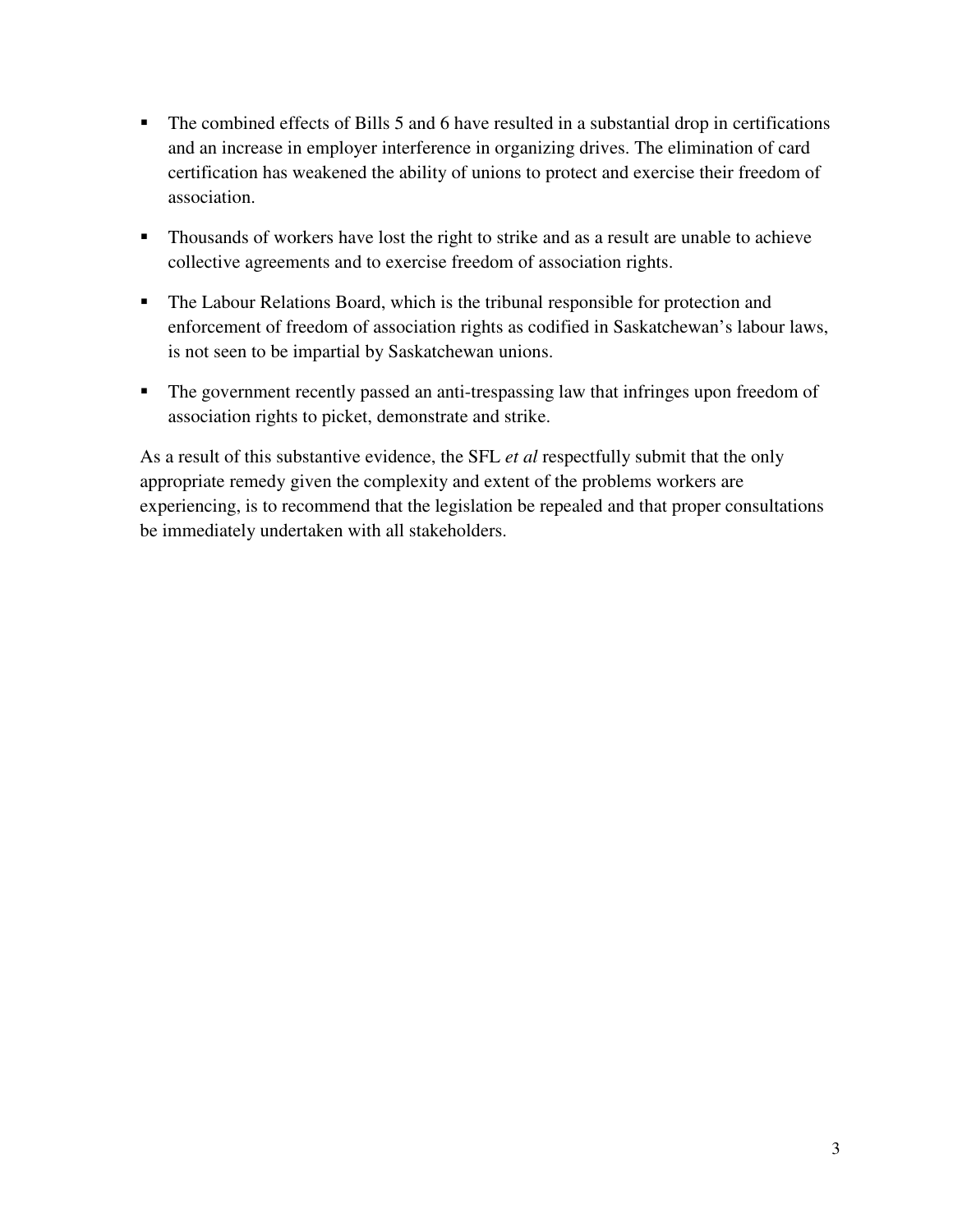- The combined effects of Bills 5 and 6 have resulted in a substantial drop in certifications and an increase in employer interference in organizing drives. The elimination of card certification has weakened the ability of unions to protect and exercise their freedom of association.

- Thousands of workers have lost the right to strike and as a result are unable to achieve collective agreements and to exercise freedom of association rights.

- The Labour Relations Board, which is the tribunal responsible for protection and enforcement of freedom of association rights as codified in Saskatchewan's labour laws, is not seen to be impartial by Saskatchewan unions.

- The government recently passed an anti-trespassing law that infringes upon freedom of association rights to picket, demonstrate and strike.

As a result of this substantive evidence, the SFL *et al* respectfully submit that the only appropriate remedy given the complexity and extent of the problems workers are experiencing, is to recommend that the legislation be repealed and that proper consultations be immediately undertaken with all stakeholders.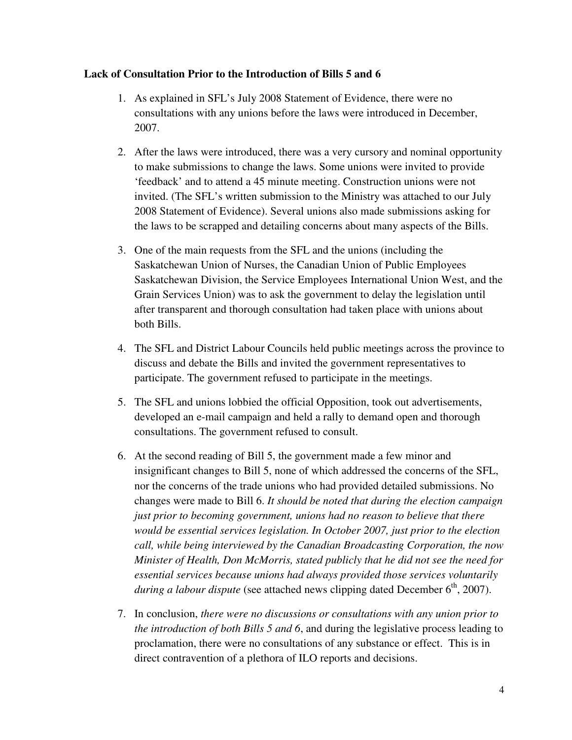**Lack of Consultation Prior to the Introduction of Bills 5 and 6**

1. As explained in SFL's July 2008 Statement of Evidence, there were no consultations with any unions before the laws were introduced in December, 2007.

2. After the laws were introduced, there was a very cursory and nominal opportunity to make submissions to change the laws. Some unions were invited to provide 'feedback' and to attend a 45 minute meeting. Construction unions were not invited. (The SFL's written submission to the Ministry was attached to our July 2008 Statement of Evidence). Several unions also made submissions asking for the laws to be scrapped and detailing concerns about many aspects of the Bills.

3. One of the main requests from the SFL and the unions (including the Saskatchewan Union of Nurses, the Canadian Union of Public Employees Saskatchewan Division, the Service Employees International Union West, and the Grain Services Union) was to ask the government to delay the legislation until after transparent and thorough consultation had taken place with unions about both Bills.

4. The SFL and District Labour Councils held public meetings across the province to discuss and debate the Bills and invited the government representatives to participate. The government refused to participate in the meetings.

5. The SFL and unions lobbied the official Opposition, took out advertisements, developed an e-mail campaign and held a rally to demand open and thorough consultations. The government refused to consult.

6. At the second reading of Bill 5, the government made a few minor and insignificant changes to Bill 5, none of which addressed the concerns of the SFL, nor the concerns of the trade unions who had provided detailed submissions. No changes were made to Bill 6. *It should be noted that during the election campaign just prior to becoming government, unions had no reason to believe that there would be essential services legislation. In October 2007, just prior to the election call, while being interviewed by the Canadian Broadcasting Corporation, the now Minister of Health, Don McMorris, stated publicly that he did not see the need for essential services because unions had always provided those services voluntarily during a labour dispute* (see attached news clipping dated December 6th, 2007).

7. In conclusion, *there were no discussions or consultations with any union prior to the introduction of both Bills 5 and 6*, and during the legislative process leading to proclamation, there were no consultations of any substance or effect. This is in direct contravention of a plethora of ILO reports and decisions.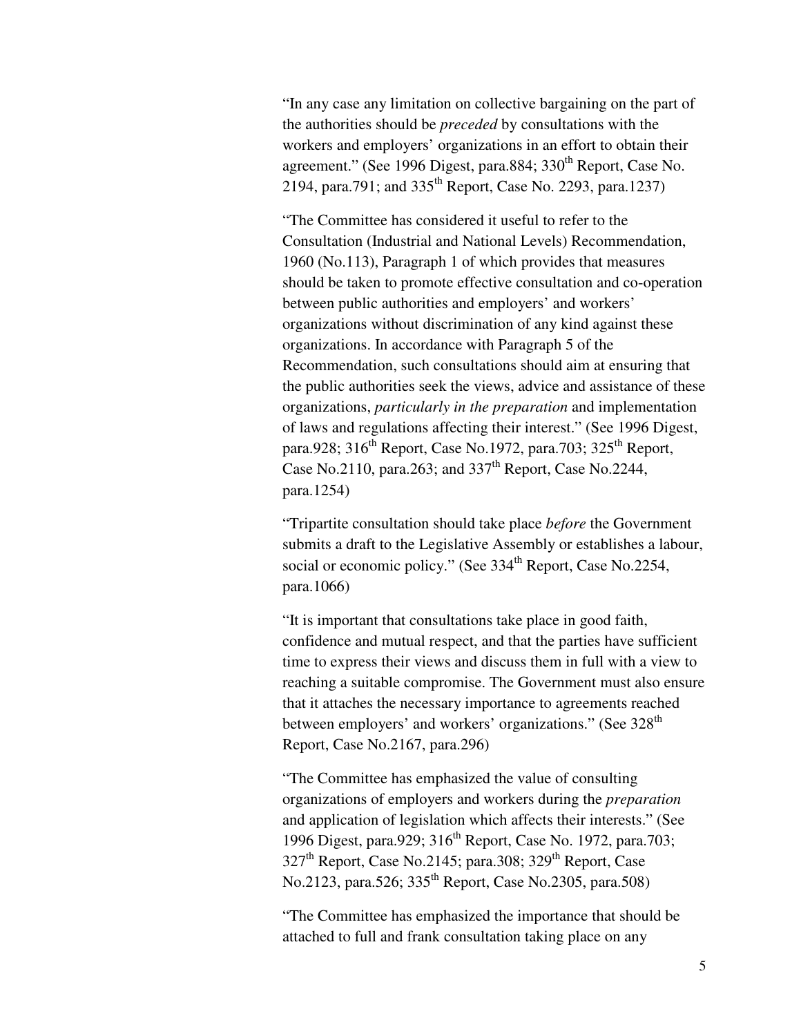"In any case any limitation on collective bargaining on the part of the authorities should be *preceded* by consultations with the workers and employers' organizations in an effort to obtain their agreement." (See 1996 Digest, para.884; 330th Report, Case No. 2194, para.791; and 335th Report, Case No. 2293, para.1237)

"The Committee has considered it useful to refer to the Consultation (Industrial and National Levels) Recommendation, 1960 (No.113), Paragraph 1 of which provides that measures should be taken to promote effective consultation and co-operation between public authorities and employers' and workers' organizations without discrimination of any kind against these organizations. In accordance with Paragraph 5 of the Recommendation, such consultations should aim at ensuring that the public authorities seek the views, advice and assistance of these organizations, *particularly in the preparation* and implementation of laws and regulations affecting their interest." (See 1996 Digest, para.928; 316th Report, Case No.1972, para.703; 325th Report, Case No.2110, para.263; and 337th Report, Case No.2244, para.1254)

"Tripartite consultation should take place *before* the Government submits a draft to the Legislative Assembly or establishes a labour, social or economic policy." (See 334th Report, Case No.2254, para.1066)

"It is important that consultations take place in good faith, confidence and mutual respect, and that the parties have sufficient time to express their views and discuss them in full with a view to reaching a suitable compromise. The Government must also ensure that it attaches the necessary importance to agreements reached between employers' and workers' organizations." (See 328th Report, Case No.2167, para.296)

"The Committee has emphasized the value of consulting organizations of employers and workers during the *preparation* and application of legislation which affects their interests." (See 1996 Digest, para.929; 316th Report, Case No. 1972, para.703; 327th Report, Case No.2145; para.308; 329th Report, Case No.2123, para.526; 335th Report, Case No.2305, para.508)

"The Committee has emphasized the importance that should be attached to full and frank consultation taking place on any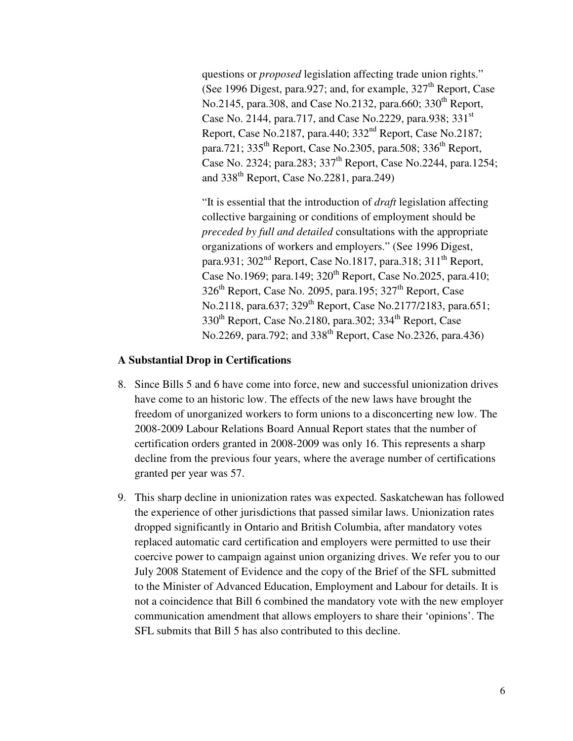questions or *proposed* legislation affecting trade union rights." (See 1996 Digest, para.927; and, for example, 327th Report, Case No.2145, para.308, and Case No.2132, para.660; 330th Report, Case No. 2144, para.717, and Case No.2229, para.938; 331st Report, Case No.2187, para.440; 332nd Report, Case No.2187; para.721; 335th Report, Case No.2305, para.508; 336th Report, Case No. 2324; para.283; 337th Report, Case No.2244, para.1254; and 338th Report, Case No.2281, para.249)

"It is essential that the introduction of *draft* legislation affecting collective bargaining or conditions of employment should be *preceded by full and detailed* consultations with the appropriate organizations of workers and employers." (See 1996 Digest, para.931; 302nd Report, Case No.1817, para.318; 311th Report, Case No.1969; para.149; 320th Report, Case No.2025, para.410; 326th Report, Case No. 2095, para.195; 327th Report, Case No.2118, para.637; 329th Report, Case No.2177/2183, para.651; 330th Report, Case No.2180, para.302; 334th Report, Case No.2269, para.792; and 338th Report, Case No.2326, para.436)

**A Substantial Drop in Certifications**

8. Since Bills 5 and 6 have come into force, new and successful unionization drives have come to an historic low. The effects of the new laws have brought the freedom of unorganized workers to form unions to a disconcerting new low. The 2008-2009 Labour Relations Board Annual Report states that the number of certification orders granted in 2008-2009 was only 16. This represents a sharp decline from the previous four years, where the average number of certifications granted per year was 57.

9. This sharp decline in unionization rates was expected. Saskatchewan has followed the experience of other jurisdictions that passed similar laws. Unionization rates dropped significantly in Ontario and British Columbia, after mandatory votes replaced automatic card certification and employers were permitted to use their coercive power to campaign against union organizing drives. We refer you to our July 2008 Statement of Evidence and the copy of the Brief of the SFL submitted to the Minister of Advanced Education, Employment and Labour for details. It is not a coincidence that Bill 6 combined the mandatory vote with the new employer communication amendment that allows employers to share their 'opinions'. The SFL submits that Bill 5 has also contributed to this decline.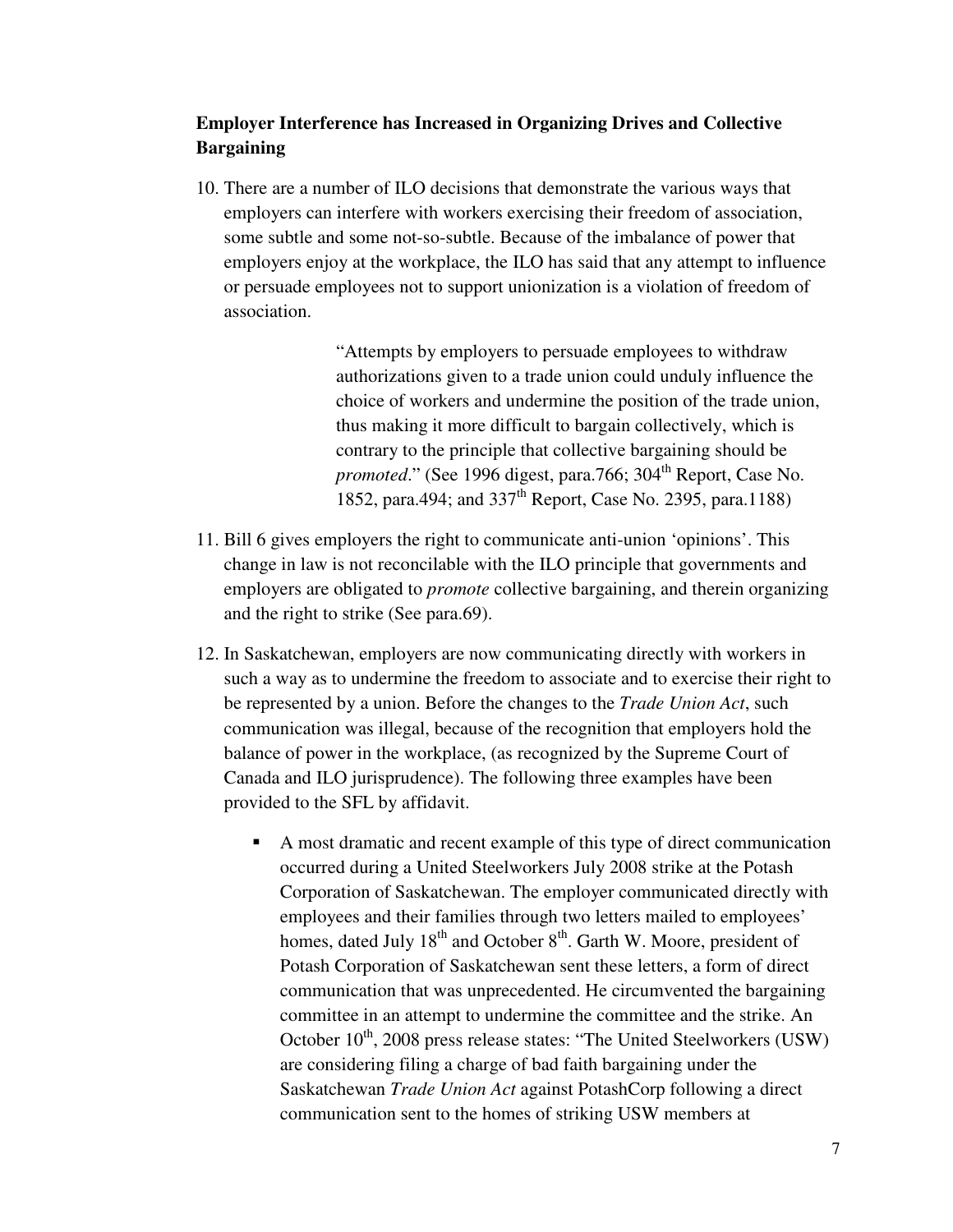**Employer Interference has Increased in Organizing Drives and Collective Bargaining**

10. There are a number of ILO decisions that demonstrate the various ways that employers can interfere with workers exercising their freedom of association, some subtle and some not-so-subtle. Because of the imbalance of power that employers enjoy at the workplace, the ILO has said that any attempt to influence or persuade employees not to support unionization is a violation of freedom of association.

> "Attempts by employers to persuade employees to withdraw authorizations given to a trade union could unduly influence the choice of workers and undermine the position of the trade union, thus making it more difficult to bargain collectively, which is contrary to the principle that collective bargaining should be *promoted*." (See 1996 digest, para.766; 304th Report, Case No. 1852, para.494; and 337th Report, Case No. 2395, para.1188)

11. Bill 6 gives employers the right to communicate anti-union 'opinions'. This change in law is not reconcilable with the ILO principle that governments and employers are obligated to *promote* collective bargaining, and therein organizing and the right to strike (See para.69).

12. In Saskatchewan, employers are now communicating directly with workers in such a way as to undermine the freedom to associate and to exercise their right to be represented by a union. Before the changes to the *Trade Union Act*, such communication was illegal, because of the recognition that employers hold the balance of power in the workplace, (as recognized by the Supreme Court of Canada and ILO jurisprudence). The following three examples have been provided to the SFL by affidavit.

    - A most dramatic and recent example of this type of direct communication occurred during a United Steelworkers July 2008 strike at the Potash Corporation of Saskatchewan. The employer communicated directly with employees and their families through two letters mailed to employees' homes, dated July 18th and October 8th. Garth W. Moore, president of Potash Corporation of Saskatchewan sent these letters, a form of direct communication that was unprecedented. He circumvented the bargaining committee in an attempt to undermine the committee and the strike. An October 10th, 2008 press release states: "The United Steelworkers (USW) are considering filing a charge of bad faith bargaining under the Saskatchewan *Trade Union Act* against PotashCorp following a direct communication sent to the homes of striking USW members at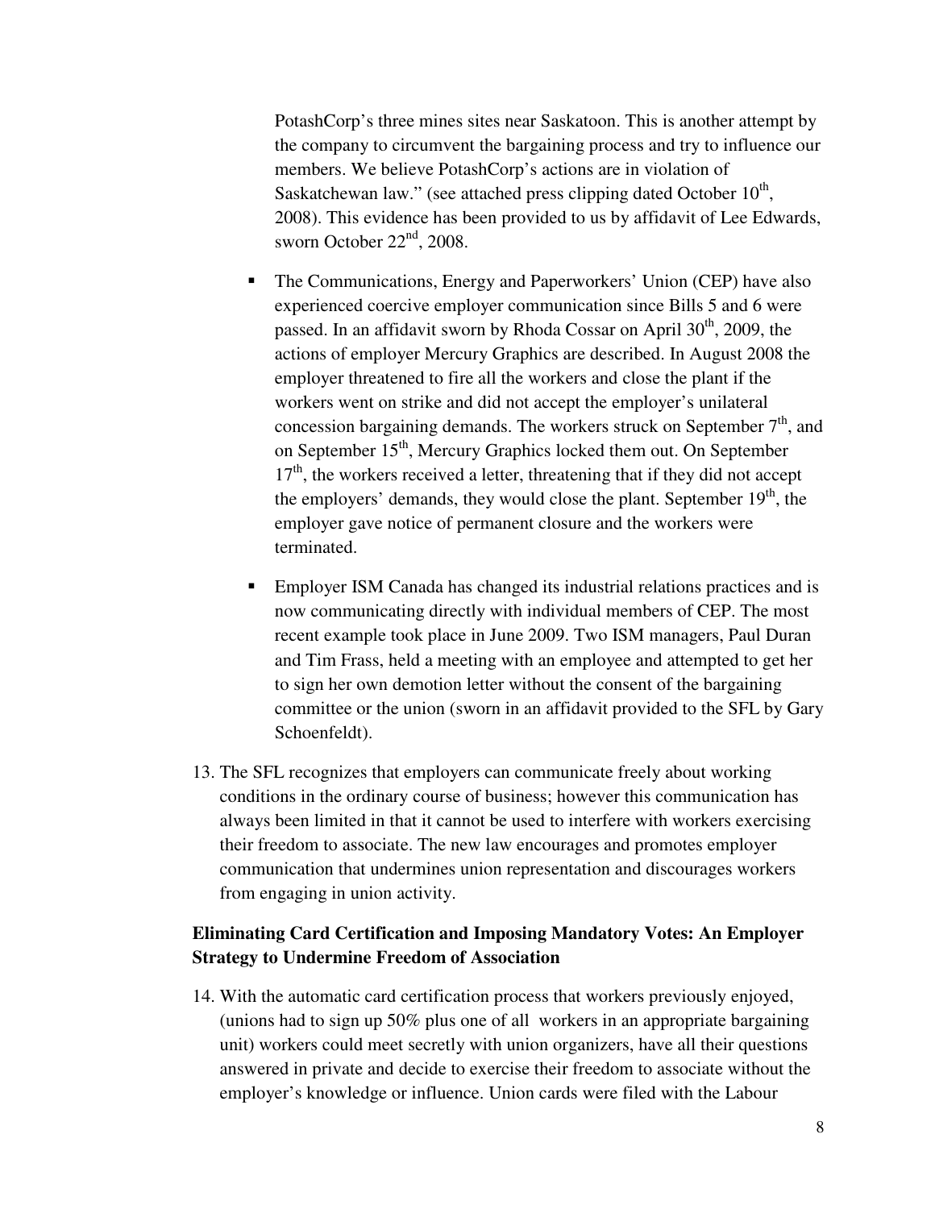PotashCorp's three mines sites near Saskatoon. This is another attempt by the company to circumvent the bargaining process and try to influence our members. We believe PotashCorp's actions are in violation of Saskatchewan law." (see attached press clipping dated October 10th, 2008). This evidence has been provided to us by affidavit of Lee Edwards, sworn October 22nd, 2008.

- The Communications, Energy and Paperworkers' Union (CEP) have also experienced coercive employer communication since Bills 5 and 6 were passed. In an affidavit sworn by Rhoda Cossar on April 30th, 2009, the actions of employer Mercury Graphics are described. In August 2008 the employer threatened to fire all the workers and close the plant if the workers went on strike and did not accept the employer's unilateral concession bargaining demands. The workers struck on September 7th, and on September 15th, Mercury Graphics locked them out. On September 17th, the workers received a letter, threatening that if they did not accept the employers' demands, they would close the plant. September 19th, the employer gave notice of permanent closure and the workers were terminated.
- Employer ISM Canada has changed its industrial relations practices and is now communicating directly with individual members of CEP. The most recent example took place in June 2009. Two ISM managers, Paul Duran and Tim Frass, held a meeting with an employee and attempted to get her to sign her own demotion letter without the consent of the bargaining committee or the union (sworn in an affidavit provided to the SFL by Gary Schoenfeldt).

13. The SFL recognizes that employers can communicate freely about working conditions in the ordinary course of business; however this communication has always been limited in that it cannot be used to interfere with workers exercising their freedom to associate. The new law encourages and promotes employer communication that undermines union representation and discourages workers from engaging in union activity.

**Eliminating Card Certification and Imposing Mandatory Votes: An Employer Strategy to Undermine Freedom of Association**

14. With the automatic card certification process that workers previously enjoyed, (unions had to sign up 50% plus one of all workers in an appropriate bargaining unit) workers could meet secretly with union organizers, have all their questions answered in private and decide to exercise their freedom to associate without the employer's knowledge or influence. Union cards were filed with the Labour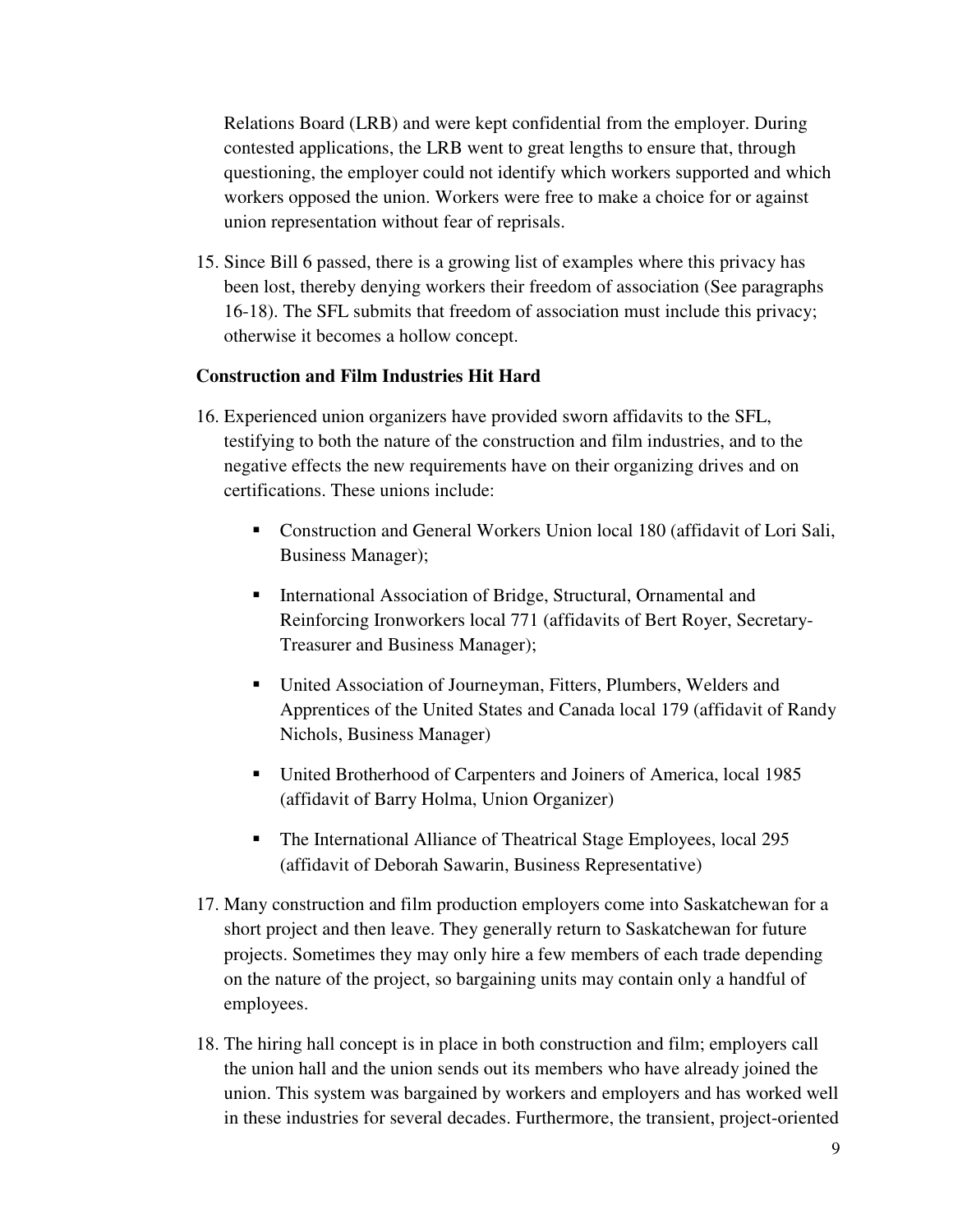Relations Board (LRB) and were kept confidential from the employer. During contested applications, the LRB went to great lengths to ensure that, through questioning, the employer could not identify which workers supported and which workers opposed the union. Workers were free to make a choice for or against union representation without fear of reprisals.

15. Since Bill 6 passed, there is a growing list of examples where this privacy has been lost, thereby denying workers their freedom of association (See paragraphs 16-18). The SFL submits that freedom of association must include this privacy; otherwise it becomes a hollow concept.

**Construction and Film Industries Hit Hard**

16. Experienced union organizers have provided sworn affidavits to the SFL, testifying to both the nature of the construction and film industries, and to the negative effects the new requirements have on their organizing drives and on certifications. These unions include:

   - Construction and General Workers Union local 180 (affidavit of Lori Sali, Business Manager);
   - International Association of Bridge, Structural, Ornamental and Reinforcing Ironworkers local 771 (affidavits of Bert Royer, Secretary-Treasurer and Business Manager);
   - United Association of Journeyman, Fitters, Plumbers, Welders and Apprentices of the United States and Canada local 179 (affidavit of Randy Nichols, Business Manager)
   - United Brotherhood of Carpenters and Joiners of America, local 1985 (affidavit of Barry Holma, Union Organizer)
   - The International Alliance of Theatrical Stage Employees, local 295 (affidavit of Deborah Sawarin, Business Representative)

17. Many construction and film production employers come into Saskatchewan for a short project and then leave. They generally return to Saskatchewan for future projects. Sometimes they may only hire a few members of each trade depending on the nature of the project, so bargaining units may contain only a handful of employees.

18. The hiring hall concept is in place in both construction and film; employers call the union hall and the union sends out its members who have already joined the union. This system was bargained by workers and employers and has worked well in these industries for several decades. Furthermore, the transient, project-oriented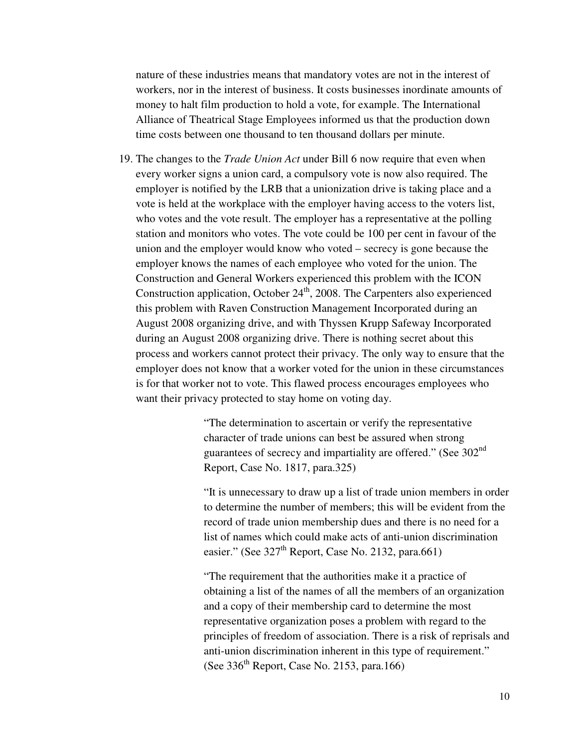nature of these industries means that mandatory votes are not in the interest of workers, nor in the interest of business. It costs businesses inordinate amounts of money to halt film production to hold a vote, for example. The International Alliance of Theatrical Stage Employees informed us that the production down time costs between one thousand to ten thousand dollars per minute.

19. The changes to the *Trade Union Act* under Bill 6 now require that even when every worker signs a union card, a compulsory vote is now also required. The employer is notified by the LRB that a unionization drive is taking place and a vote is held at the workplace with the employer having access to the voters list, who votes and the vote result. The employer has a representative at the polling station and monitors who votes. The vote could be 100 per cent in favour of the union and the employer would know who voted – secrecy is gone because the employer knows the names of each employee who voted for the union. The Construction and General Workers experienced this problem with the ICON Construction application, October 24th, 2008. The Carpenters also experienced this problem with Raven Construction Management Incorporated during an August 2008 organizing drive, and with Thyssen Krupp Safeway Incorporated during an August 2008 organizing drive. There is nothing secret about this process and workers cannot protect their privacy. The only way to ensure that the employer does not know that a worker voted for the union in these circumstances is for that worker not to vote. This flawed process encourages employees who want their privacy protected to stay home on voting day.

> "The determination to ascertain or verify the representative character of trade unions can best be assured when strong guarantees of secrecy and impartiality are offered." (See 302nd Report, Case No. 1817, para.325)
>
> "It is unnecessary to draw up a list of trade union members in order to determine the number of members; this will be evident from the record of trade union membership dues and there is no need for a list of names which could make acts of anti-union discrimination easier." (See 327th Report, Case No. 2132, para.661)
>
> "The requirement that the authorities make it a practice of obtaining a list of the names of all the members of an organization and a copy of their membership card to determine the most representative organization poses a problem with regard to the principles of freedom of association. There is a risk of reprisals and anti-union discrimination inherent in this type of requirement." (See 336th Report, Case No. 2153, para.166)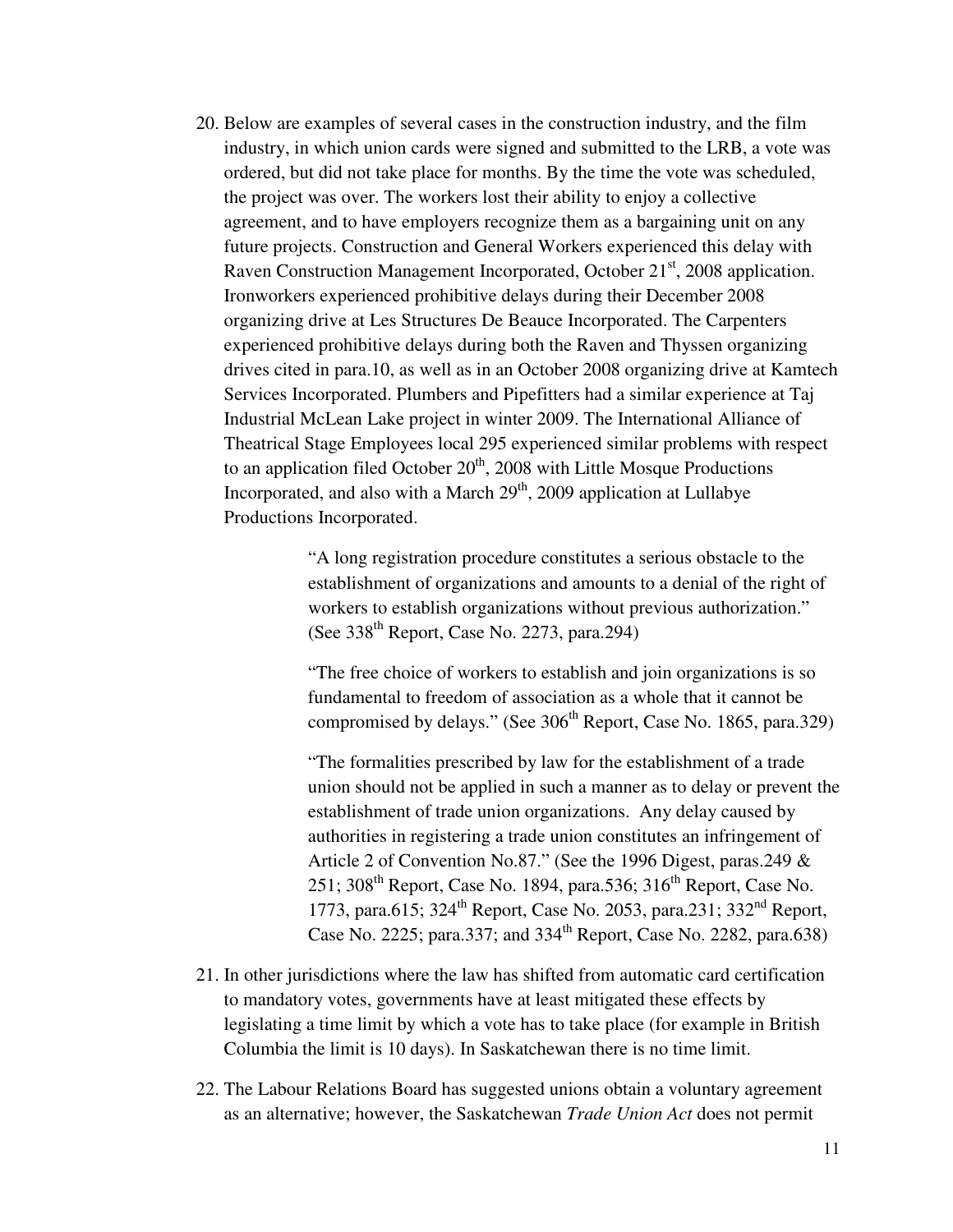20. Below are examples of several cases in the construction industry, and the film industry, in which union cards were signed and submitted to the LRB, a vote was ordered, but did not take place for months. By the time the vote was scheduled, the project was over. The workers lost their ability to enjoy a collective agreement, and to have employers recognize them as a bargaining unit on any future projects. Construction and General Workers experienced this delay with Raven Construction Management Incorporated, October 21st, 2008 application. Ironworkers experienced prohibitive delays during their December 2008 organizing drive at Les Structures De Beauce Incorporated. The Carpenters experienced prohibitive delays during both the Raven and Thyssen organizing drives cited in para.10, as well as in an October 2008 organizing drive at Kamtech Services Incorporated. Plumbers and Pipefitters had a similar experience at Taj Industrial McLean Lake project in winter 2009. The International Alliance of Theatrical Stage Employees local 295 experienced similar problems with respect to an application filed October 20th, 2008 with Little Mosque Productions Incorporated, and also with a March 29th, 2009 application at Lullabye Productions Incorporated.

> "A long registration procedure constitutes a serious obstacle to the establishment of organizations and amounts to a denial of the right of workers to establish organizations without previous authorization." (See 338th Report, Case No. 2273, para.294)
>
> "The free choice of workers to establish and join organizations is so fundamental to freedom of association as a whole that it cannot be compromised by delays." (See 306th Report, Case No. 1865, para.329)
>
> "The formalities prescribed by law for the establishment of a trade union should not be applied in such a manner as to delay or prevent the establishment of trade union organizations. Any delay caused by authorities in registering a trade union constitutes an infringement of Article 2 of Convention No.87." (See the 1996 Digest, paras.249 & 251; 308th Report, Case No. 1894, para.536; 316th Report, Case No. 1773, para.615; 324th Report, Case No. 2053, para.231; 332nd Report, Case No. 2225; para.337; and 334th Report, Case No. 2282, para.638)

21. In other jurisdictions where the law has shifted from automatic card certification to mandatory votes, governments have at least mitigated these effects by legislating a time limit by which a vote has to take place (for example in British Columbia the limit is 10 days). In Saskatchewan there is no time limit.

22. The Labour Relations Board has suggested unions obtain a voluntary agreement as an alternative; however, the Saskatchewan *Trade Union Act* does not permit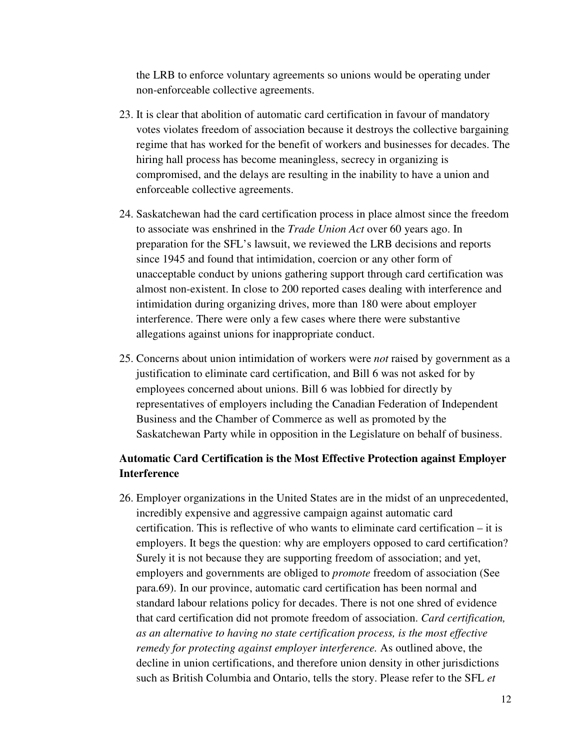the LRB to enforce voluntary agreements so unions would be operating under non-enforceable collective agreements.

23. It is clear that abolition of automatic card certification in favour of mandatory votes violates freedom of association because it destroys the collective bargaining regime that has worked for the benefit of workers and businesses for decades. The hiring hall process has become meaningless, secrecy in organizing is compromised, and the delays are resulting in the inability to have a union and enforceable collective agreements.

24. Saskatchewan had the card certification process in place almost since the freedom to associate was enshrined in the *Trade Union Act* over 60 years ago. In preparation for the SFL's lawsuit, we reviewed the LRB decisions and reports since 1945 and found that intimidation, coercion or any other form of unacceptable conduct by unions gathering support through card certification was almost non-existent. In close to 200 reported cases dealing with interference and intimidation during organizing drives, more than 180 were about employer interference. There were only a few cases where there were substantive allegations against unions for inappropriate conduct.

25. Concerns about union intimidation of workers were *not* raised by government as a justification to eliminate card certification, and Bill 6 was not asked for by employees concerned about unions. Bill 6 was lobbied for directly by representatives of employers including the Canadian Federation of Independent Business and the Chamber of Commerce as well as promoted by the Saskatchewan Party while in opposition in the Legislature on behalf of business.

**Automatic Card Certification is the Most Effective Protection against Employer Interference**

26. Employer organizations in the United States are in the midst of an unprecedented, incredibly expensive and aggressive campaign against automatic card certification. This is reflective of who wants to eliminate card certification – it is employers. It begs the question: why are employers opposed to card certification? Surely it is not because they are supporting freedom of association; and yet, employers and governments are obliged to *promote* freedom of association (See para.69). In our province, automatic card certification has been normal and standard labour relations policy for decades. There is not one shred of evidence that card certification did not promote freedom of association. *Card certification, as an alternative to having no state certification process, is the most effective remedy for protecting against employer interference.* As outlined above, the decline in union certifications, and therefore union density in other jurisdictions such as British Columbia and Ontario, tells the story. Please refer to the SFL *et*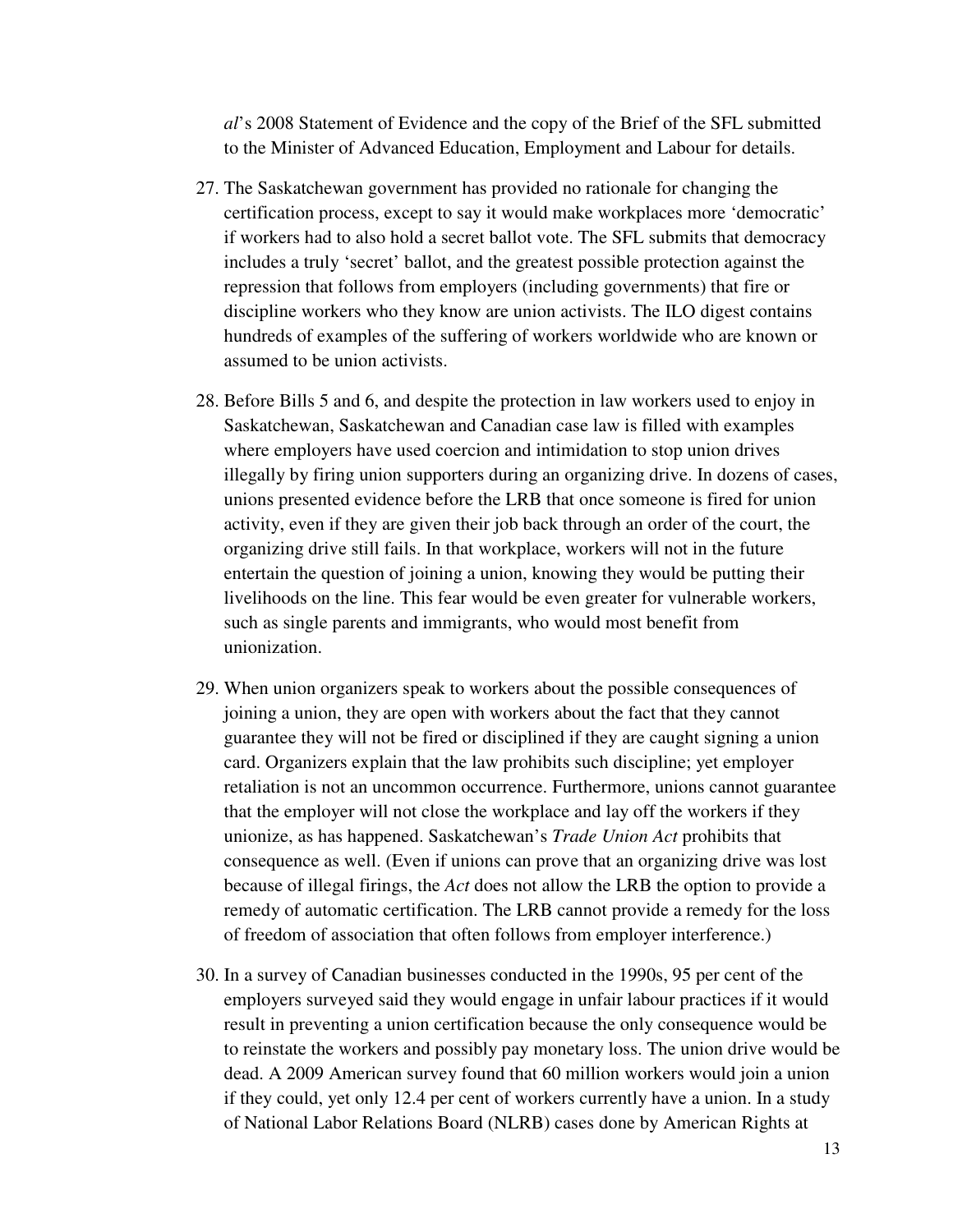*al*'s 2008 Statement of Evidence and the copy of the Brief of the SFL submitted to the Minister of Advanced Education, Employment and Labour for details.

27. The Saskatchewan government has provided no rationale for changing the certification process, except to say it would make workplaces more 'democratic' if workers had to also hold a secret ballot vote. The SFL submits that democracy includes a truly 'secret' ballot, and the greatest possible protection against the repression that follows from employers (including governments) that fire or discipline workers who they know are union activists. The ILO digest contains hundreds of examples of the suffering of workers worldwide who are known or assumed to be union activists.

28. Before Bills 5 and 6, and despite the protection in law workers used to enjoy in Saskatchewan, Saskatchewan and Canadian case law is filled with examples where employers have used coercion and intimidation to stop union drives illegally by firing union supporters during an organizing drive. In dozens of cases, unions presented evidence before the LRB that once someone is fired for union activity, even if they are given their job back through an order of the court, the organizing drive still fails. In that workplace, workers will not in the future entertain the question of joining a union, knowing they would be putting their livelihoods on the line. This fear would be even greater for vulnerable workers, such as single parents and immigrants, who would most benefit from unionization.

29. When union organizers speak to workers about the possible consequences of joining a union, they are open with workers about the fact that they cannot guarantee they will not be fired or disciplined if they are caught signing a union card. Organizers explain that the law prohibits such discipline; yet employer retaliation is not an uncommon occurrence. Furthermore, unions cannot guarantee that the employer will not close the workplace and lay off the workers if they unionize, as has happened. Saskatchewan's *Trade Union Act* prohibits that consequence as well. (Even if unions can prove that an organizing drive was lost because of illegal firings, the *Act* does not allow the LRB the option to provide a remedy of automatic certification. The LRB cannot provide a remedy for the loss of freedom of association that often follows from employer interference.)

30. In a survey of Canadian businesses conducted in the 1990s, 95 per cent of the employers surveyed said they would engage in unfair labour practices if it would result in preventing a union certification because the only consequence would be to reinstate the workers and possibly pay monetary loss. The union drive would be dead. A 2009 American survey found that 60 million workers would join a union if they could, yet only 12.4 per cent of workers currently have a union. In a study of National Labor Relations Board (NLRB) cases done by American Rights at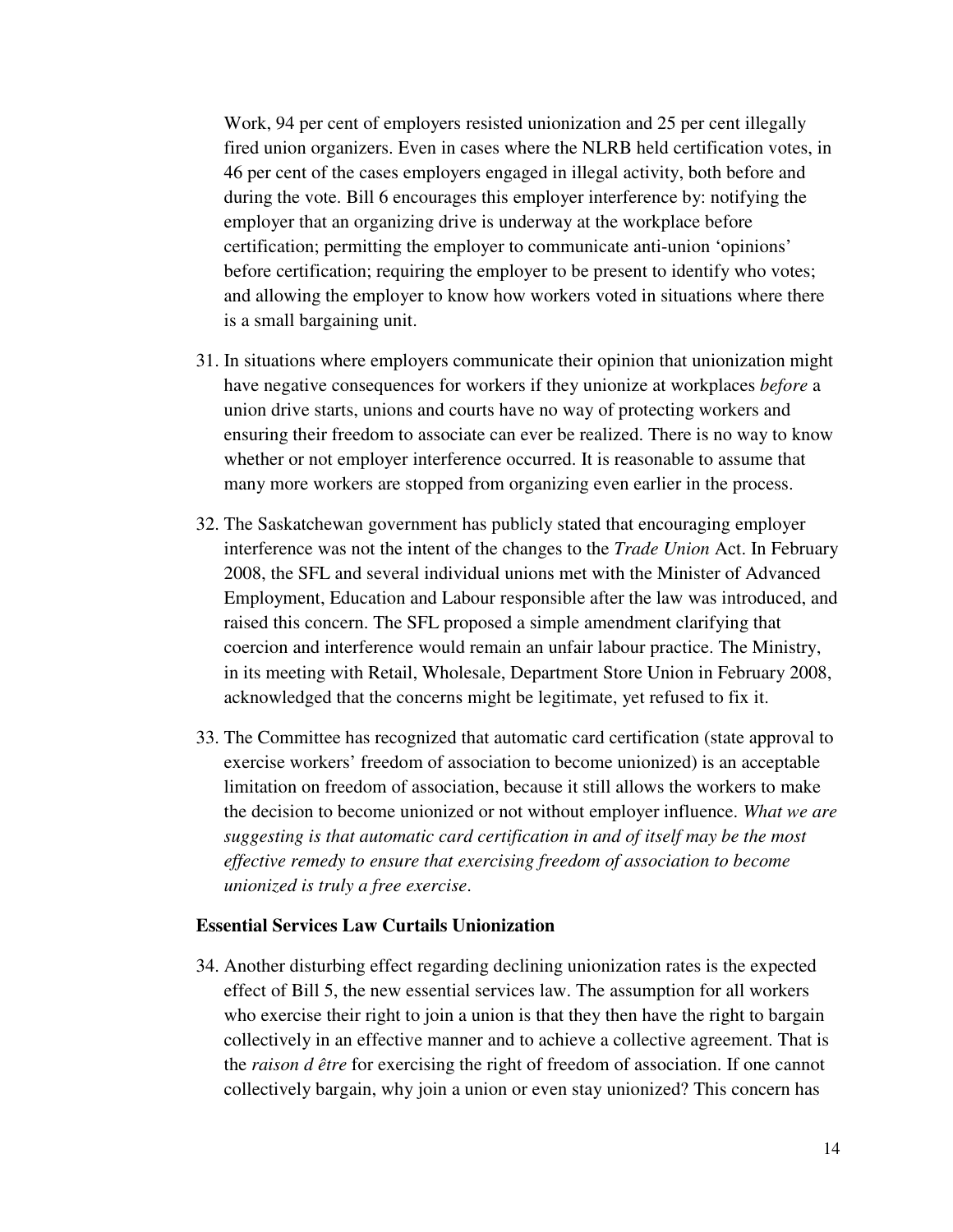Work, 94 per cent of employers resisted unionization and 25 per cent illegally fired union organizers. Even in cases where the NLRB held certification votes, in 46 per cent of the cases employers engaged in illegal activity, both before and during the vote. Bill 6 encourages this employer interference by: notifying the employer that an organizing drive is underway at the workplace before certification; permitting the employer to communicate anti-union 'opinions' before certification; requiring the employer to be present to identify who votes; and allowing the employer to know how workers voted in situations where there is a small bargaining unit.

31. In situations where employers communicate their opinion that unionization might have negative consequences for workers if they unionize at workplaces *before* a union drive starts, unions and courts have no way of protecting workers and ensuring their freedom to associate can ever be realized. There is no way to know whether or not employer interference occurred. It is reasonable to assume that many more workers are stopped from organizing even earlier in the process.

32. The Saskatchewan government has publicly stated that encouraging employer interference was not the intent of the changes to the *Trade Union* Act. In February 2008, the SFL and several individual unions met with the Minister of Advanced Employment, Education and Labour responsible after the law was introduced, and raised this concern. The SFL proposed a simple amendment clarifying that coercion and interference would remain an unfair labour practice. The Ministry, in its meeting with Retail, Wholesale, Department Store Union in February 2008, acknowledged that the concerns might be legitimate, yet refused to fix it.

33. The Committee has recognized that automatic card certification (state approval to exercise workers' freedom of association to become unionized) is an acceptable limitation on freedom of association, because it still allows the workers to make the decision to become unionized or not without employer influence. *What we are suggesting is that automatic card certification in and of itself may be the most effective remedy to ensure that exercising freedom of association to become unionized is truly a free exercise*.

**Essential Services Law Curtails Unionization**

34. Another disturbing effect regarding declining unionization rates is the expected effect of Bill 5, the new essential services law. The assumption for all workers who exercise their right to join a union is that they then have the right to bargain collectively in an effective manner and to achieve a collective agreement. That is the *raison d être* for exercising the right of freedom of association. If one cannot collectively bargain, why join a union or even stay unionized? This concern has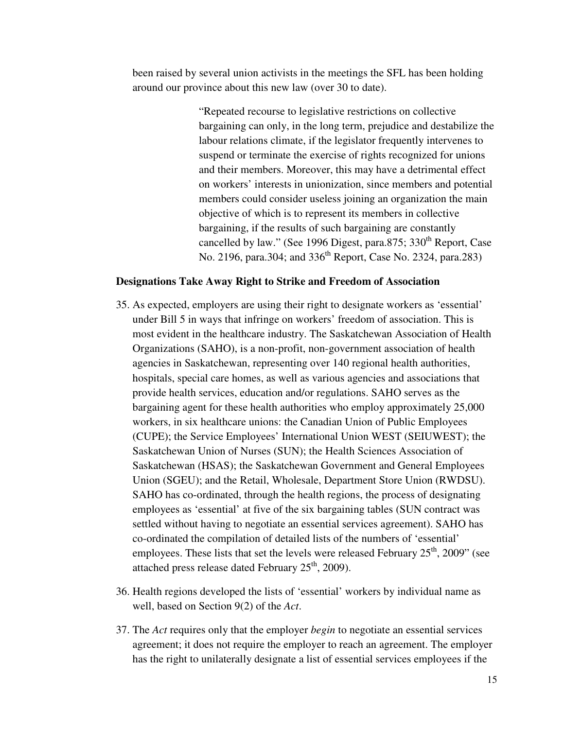been raised by several union activists in the meetings the SFL has been holding around our province about this new law (over 30 to date).

> "Repeated recourse to legislative restrictions on collective bargaining can only, in the long term, prejudice and destabilize the labour relations climate, if the legislator frequently intervenes to suspend or terminate the exercise of rights recognized for unions and their members. Moreover, this may have a detrimental effect on workers' interests in unionization, since members and potential members could consider useless joining an organization the main objective of which is to represent its members in collective bargaining, if the results of such bargaining are constantly cancelled by law." (See 1996 Digest, para.875; 330th Report, Case No. 2196, para.304; and 336th Report, Case No. 2324, para.283)

**Designations Take Away Right to Strike and Freedom of Association**

35. As expected, employers are using their right to designate workers as 'essential' under Bill 5 in ways that infringe on workers' freedom of association. This is most evident in the healthcare industry. The Saskatchewan Association of Health Organizations (SAHO), is a non-profit, non-government association of health agencies in Saskatchewan, representing over 140 regional health authorities, hospitals, special care homes, as well as various agencies and associations that provide health services, education and/or regulations. SAHO serves as the bargaining agent for these health authorities who employ approximately 25,000 workers, in six healthcare unions: the Canadian Union of Public Employees (CUPE); the Service Employees' International Union WEST (SEIUWEST); the Saskatchewan Union of Nurses (SUN); the Health Sciences Association of Saskatchewan (HSAS); the Saskatchewan Government and General Employees Union (SGEU); and the Retail, Wholesale, Department Store Union (RWDSU). SAHO has co-ordinated, through the health regions, the process of designating employees as 'essential' at five of the six bargaining tables (SUN contract was settled without having to negotiate an essential services agreement). SAHO has co-ordinated the compilation of detailed lists of the numbers of 'essential' employees. These lists that set the levels were released February 25th, 2009" (see attached press release dated February 25th, 2009).

36. Health regions developed the lists of 'essential' workers by individual name as well, based on Section 9(2) of the *Act*.

37. The *Act* requires only that the employer *begin* to negotiate an essential services agreement; it does not require the employer to reach an agreement. The employer has the right to unilaterally designate a list of essential services employees if the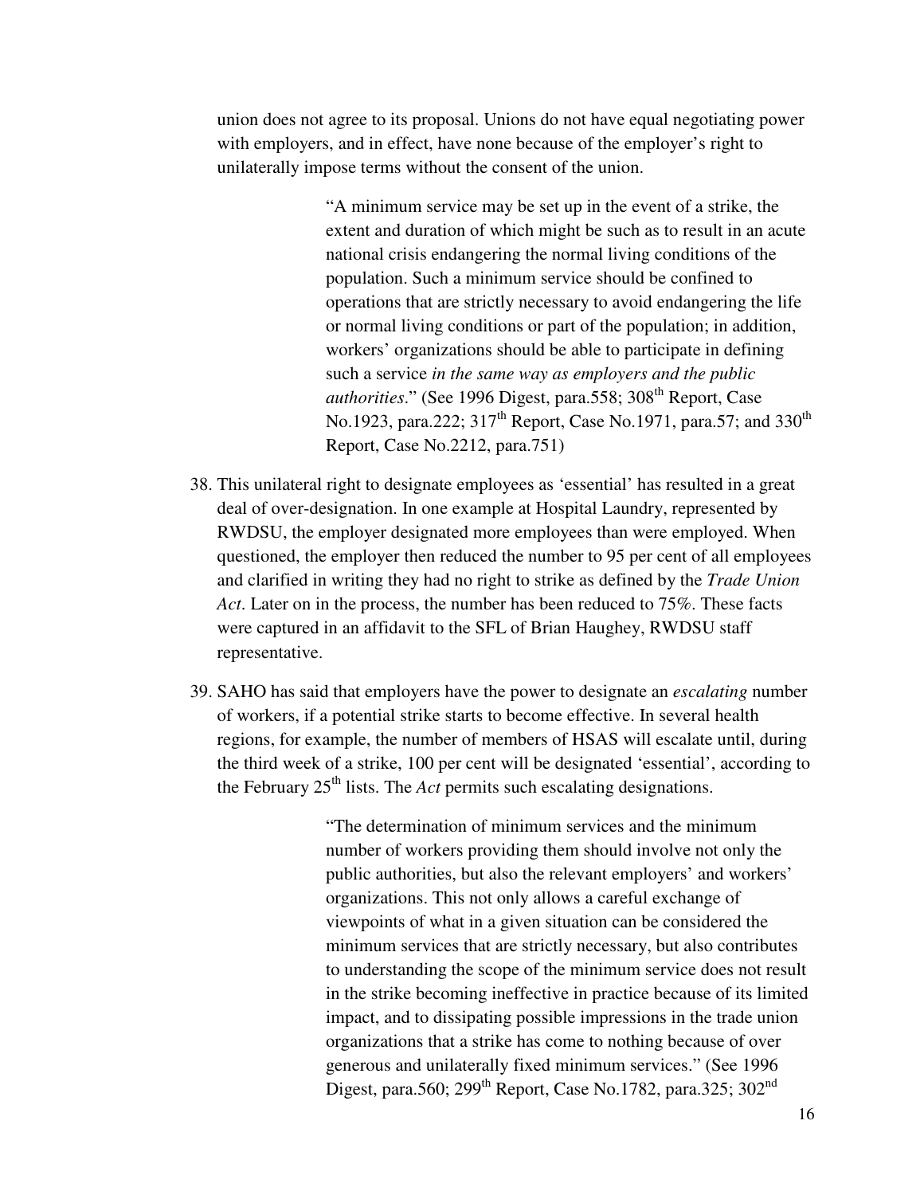union does not agree to its proposal. Unions do not have equal negotiating power with employers, and in effect, have none because of the employer's right to unilaterally impose terms without the consent of the union.

> "A minimum service may be set up in the event of a strike, the extent and duration of which might be such as to result in an acute national crisis endangering the normal living conditions of the population. Such a minimum service should be confined to operations that are strictly necessary to avoid endangering the life or normal living conditions or part of the population; in addition, workers' organizations should be able to participate in defining such a service *in the same way as employers and the public authorities*." (See 1996 Digest, para.558; 308th Report, Case No.1923, para.222; 317th Report, Case No.1971, para.57; and 330th Report, Case No.2212, para.751)

38. This unilateral right to designate employees as 'essential' has resulted in a great deal of over-designation. In one example at Hospital Laundry, represented by RWDSU, the employer designated more employees than were employed. When questioned, the employer then reduced the number to 95 per cent of all employees and clarified in writing they had no right to strike as defined by the *Trade Union Act*. Later on in the process, the number has been reduced to 75%. These facts were captured in an affidavit to the SFL of Brian Haughey, RWDSU staff representative.

39. SAHO has said that employers have the power to designate an *escalating* number of workers, if a potential strike starts to become effective. In several health regions, for example, the number of members of HSAS will escalate until, during the third week of a strike, 100 per cent will be designated 'essential', according to the February 25th lists. The *Act* permits such escalating designations.

> "The determination of minimum services and the minimum number of workers providing them should involve not only the public authorities, but also the relevant employers' and workers' organizations. This not only allows a careful exchange of viewpoints of what in a given situation can be considered the minimum services that are strictly necessary, but also contributes to understanding the scope of the minimum service does not result in the strike becoming ineffective in practice because of its limited impact, and to dissipating possible impressions in the trade union organizations that a strike has come to nothing because of over generous and unilaterally fixed minimum services." (See 1996 Digest, para.560; 299th Report, Case No.1782, para.325; 302nd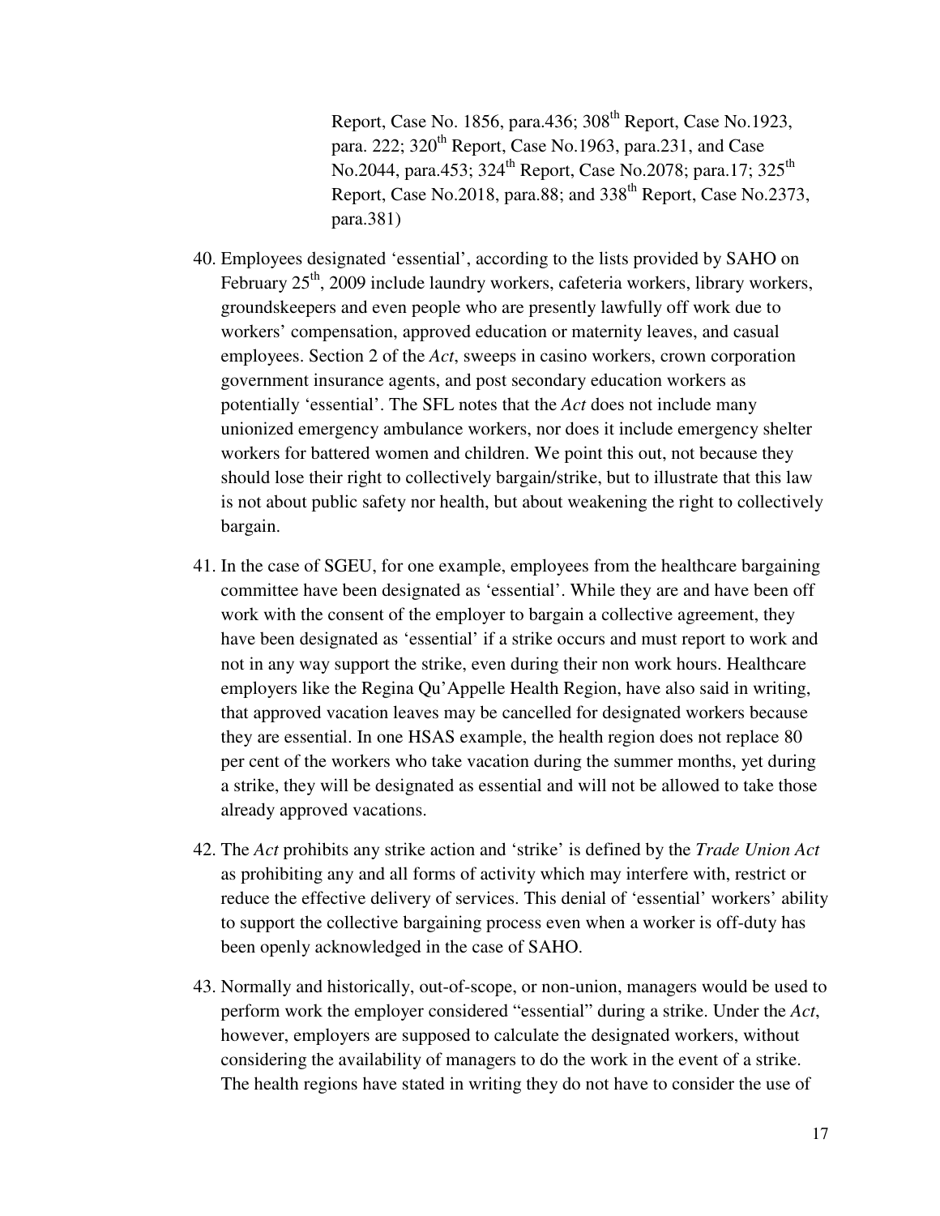Report, Case No. 1856, para.436; 308th Report, Case No.1923, para. 222; 320th Report, Case No.1963, para.231, and Case No.2044, para.453; 324th Report, Case No.2078; para.17; 325th Report, Case No.2018, para.88; and 338th Report, Case No.2373, para.381)

40. Employees designated 'essential', according to the lists provided by SAHO on February 25th, 2009 include laundry workers, cafeteria workers, library workers, groundskeepers and even people who are presently lawfully off work due to workers' compensation, approved education or maternity leaves, and casual employees. Section 2 of the *Act*, sweeps in casino workers, crown corporation government insurance agents, and post secondary education workers as potentially 'essential'. The SFL notes that the *Act* does not include many unionized emergency ambulance workers, nor does it include emergency shelter workers for battered women and children. We point this out, not because they should lose their right to collectively bargain/strike, but to illustrate that this law is not about public safety nor health, but about weakening the right to collectively bargain.

41. In the case of SGEU, for one example, employees from the healthcare bargaining committee have been designated as 'essential'. While they are and have been off work with the consent of the employer to bargain a collective agreement, they have been designated as 'essential' if a strike occurs and must report to work and not in any way support the strike, even during their non work hours. Healthcare employers like the Regina Qu'Appelle Health Region, have also said in writing, that approved vacation leaves may be cancelled for designated workers because they are essential. In one HSAS example, the health region does not replace 80 per cent of the workers who take vacation during the summer months, yet during a strike, they will be designated as essential and will not be allowed to take those already approved vacations.

42. The *Act* prohibits any strike action and 'strike' is defined by the *Trade Union Act* as prohibiting any and all forms of activity which may interfere with, restrict or reduce the effective delivery of services. This denial of 'essential' workers' ability to support the collective bargaining process even when a worker is off-duty has been openly acknowledged in the case of SAHO.

43. Normally and historically, out-of-scope, or non-union, managers would be used to perform work the employer considered "essential" during a strike. Under the *Act*, however, employers are supposed to calculate the designated workers, without considering the availability of managers to do the work in the event of a strike. The health regions have stated in writing they do not have to consider the use of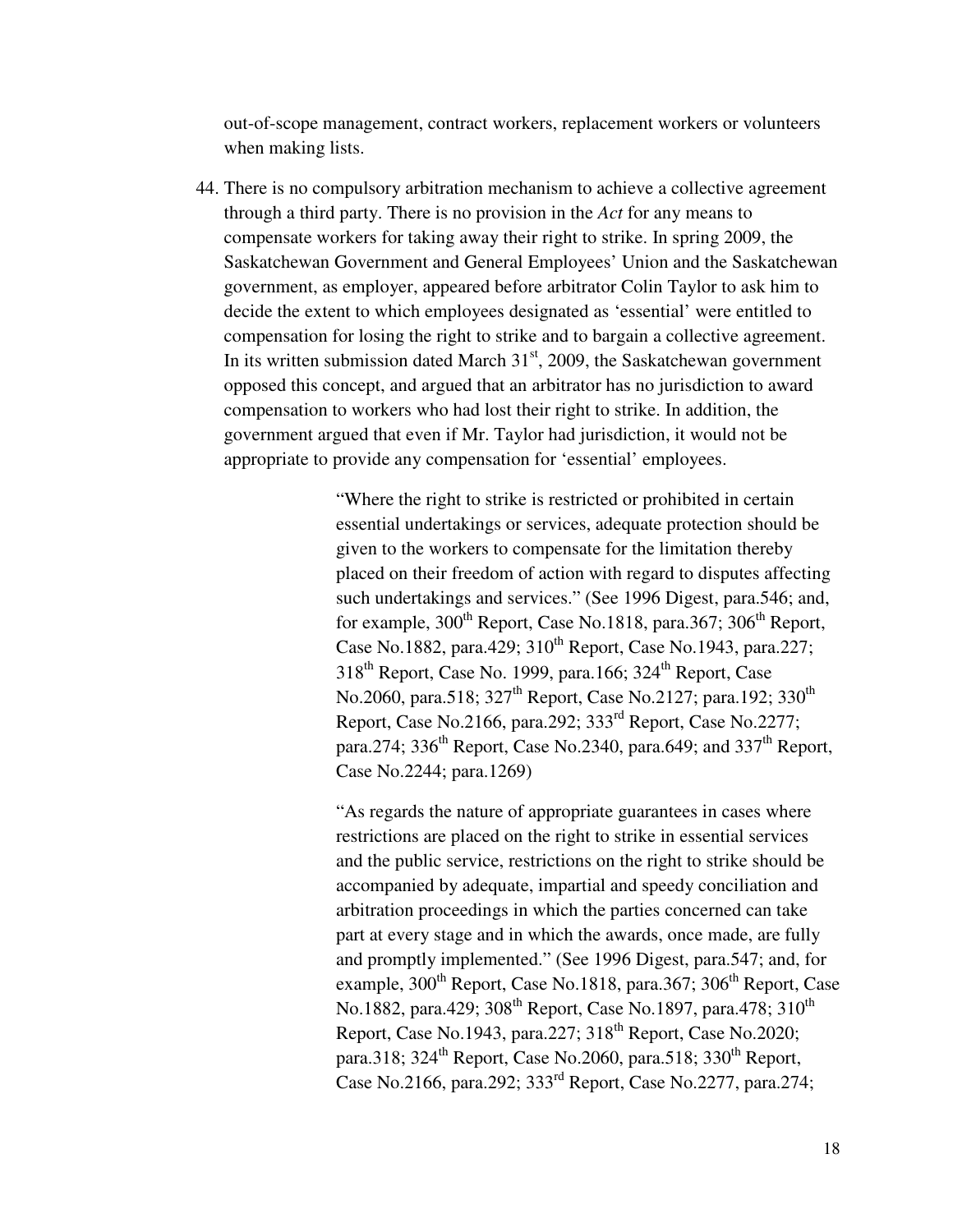out-of-scope management, contract workers, replacement workers or volunteers when making lists.

44. There is no compulsory arbitration mechanism to achieve a collective agreement through a third party. There is no provision in the *Act* for any means to compensate workers for taking away their right to strike. In spring 2009, the Saskatchewan Government and General Employees' Union and the Saskatchewan government, as employer, appeared before arbitrator Colin Taylor to ask him to decide the extent to which employees designated as 'essential' were entitled to compensation for losing the right to strike and to bargain a collective agreement. In its written submission dated March 31st, 2009, the Saskatchewan government opposed this concept, and argued that an arbitrator has no jurisdiction to award compensation to workers who had lost their right to strike. In addition, the government argued that even if Mr. Taylor had jurisdiction, it would not be appropriate to provide any compensation for 'essential' employees.

> "Where the right to strike is restricted or prohibited in certain essential undertakings or services, adequate protection should be given to the workers to compensate for the limitation thereby placed on their freedom of action with regard to disputes affecting such undertakings and services." (See 1996 Digest, para.546; and, for example, 300th Report, Case No.1818, para.367; 306th Report, Case No.1882, para.429; 310th Report, Case No.1943, para.227; 318th Report, Case No. 1999, para.166; 324th Report, Case No.2060, para.518; 327th Report, Case No.2127; para.192; 330th Report, Case No.2166, para.292; 333rd Report, Case No.2277; para.274; 336th Report, Case No.2340, para.649; and 337th Report, Case No.2244; para.1269)

> "As regards the nature of appropriate guarantees in cases where restrictions are placed on the right to strike in essential services and the public service, restrictions on the right to strike should be accompanied by adequate, impartial and speedy conciliation and arbitration proceedings in which the parties concerned can take part at every stage and in which the awards, once made, are fully and promptly implemented." (See 1996 Digest, para.547; and, for example, 300th Report, Case No.1818, para.367; 306th Report, Case No.1882, para.429; 308th Report, Case No.1897, para.478; 310th Report, Case No.1943, para.227; 318th Report, Case No.2020; para.318; 324th Report, Case No.2060, para.518; 330th Report, Case No.2166, para.292; 333rd Report, Case No.2277, para.274;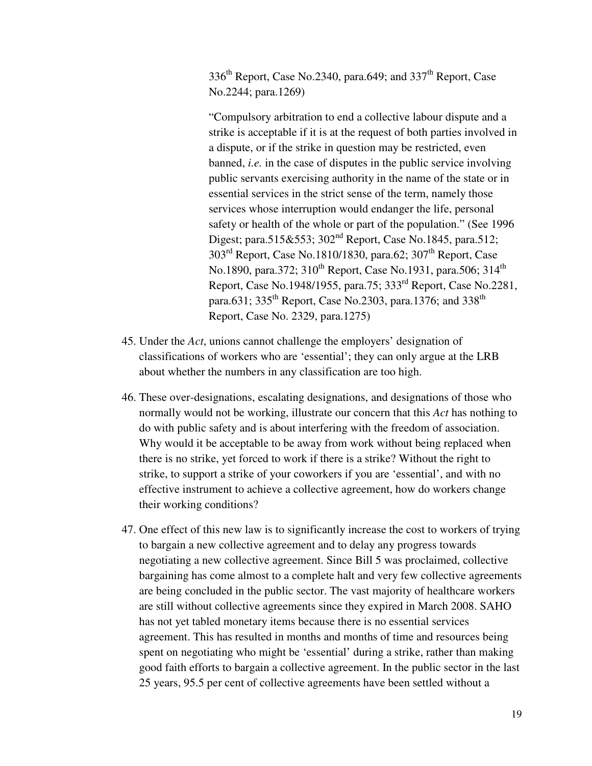> 336th Report, Case No.2340, para.649; and 337th Report, Case No.2244; para.1269)
>
> "Compulsory arbitration to end a collective labour dispute and a strike is acceptable if it is at the request of both parties involved in a dispute, or if the strike in question may be restricted, even banned, *i.e.* in the case of disputes in the public service involving public servants exercising authority in the name of the state or in essential services in the strict sense of the term, namely those services whose interruption would endanger the life, personal safety or health of the whole or part of the population." (See 1996 Digest; para.515&553; 302nd Report, Case No.1845, para.512; 303rd Report, Case No.1810/1830, para.62; 307th Report, Case No.1890, para.372; 310th Report, Case No.1931, para.506; 314th Report, Case No.1948/1955, para.75; 333rd Report, Case No.2281, para.631; 335th Report, Case No.2303, para.1376; and 338th Report, Case No. 2329, para.1275)

45. Under the *Act*, unions cannot challenge the employers' designation of classifications of workers who are 'essential'; they can only argue at the LRB about whether the numbers in any classification are too high.

46. These over-designations, escalating designations, and designations of those who normally would not be working, illustrate our concern that this *Act* has nothing to do with public safety and is about interfering with the freedom of association. Why would it be acceptable to be away from work without being replaced when there is no strike, yet forced to work if there is a strike? Without the right to strike, to support a strike of your coworkers if you are 'essential', and with no effective instrument to achieve a collective agreement, how do workers change their working conditions?

47. One effect of this new law is to significantly increase the cost to workers of trying to bargain a new collective agreement and to delay any progress towards negotiating a new collective agreement. Since Bill 5 was proclaimed, collective bargaining has come almost to a complete halt and very few collective agreements are being concluded in the public sector. The vast majority of healthcare workers are still without collective agreements since they expired in March 2008. SAHO has not yet tabled monetary items because there is no essential services agreement. This has resulted in months and months of time and resources being spent on negotiating who might be 'essential' during a strike, rather than making good faith efforts to bargain a collective agreement. In the public sector in the last 25 years, 95.5 per cent of collective agreements have been settled without a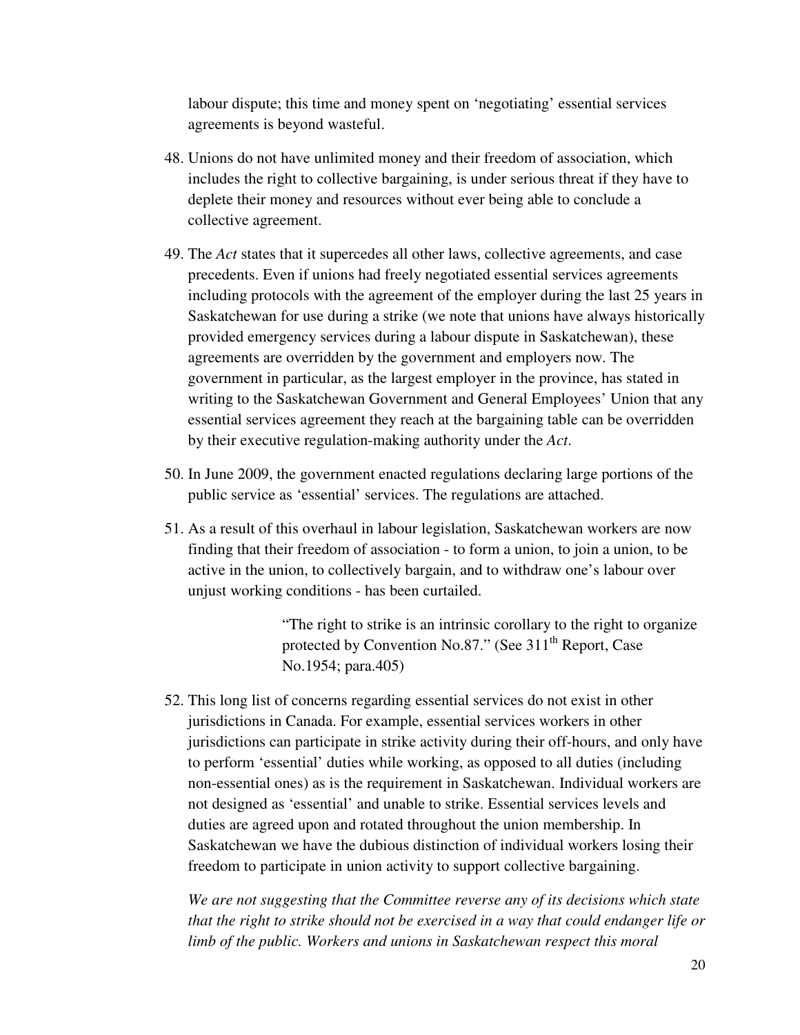labour dispute; this time and money spent on 'negotiating' essential services agreements is beyond wasteful.

48. Unions do not have unlimited money and their freedom of association, which includes the right to collective bargaining, is under serious threat if they have to deplete their money and resources without ever being able to conclude a collective agreement.

49. The *Act* states that it supercedes all other laws, collective agreements, and case precedents. Even if unions had freely negotiated essential services agreements including protocols with the agreement of the employer during the last 25 years in Saskatchewan for use during a strike (we note that unions have always historically provided emergency services during a labour dispute in Saskatchewan), these agreements are overridden by the government and employers now. The government in particular, as the largest employer in the province, has stated in writing to the Saskatchewan Government and General Employees' Union that any essential services agreement they reach at the bargaining table can be overridden by their executive regulation-making authority under the *Act*.

50. In June 2009, the government enacted regulations declaring large portions of the public service as 'essential' services. The regulations are attached.

51. As a result of this overhaul in labour legislation, Saskatchewan workers are now finding that their freedom of association - to form a union, to join a union, to be active in the union, to collectively bargain, and to withdraw one's labour over unjust working conditions - has been curtailed.

> "The right to strike is an intrinsic corollary to the right to organize protected by Convention No.87." (See 311th Report, Case No.1954; para.405)

52. This long list of concerns regarding essential services do not exist in other jurisdictions in Canada. For example, essential services workers in other jurisdictions can participate in strike activity during their off-hours, and only have to perform 'essential' duties while working, as opposed to all duties (including non-essential ones) as is the requirement in Saskatchewan. Individual workers are not designed as 'essential' and unable to strike. Essential services levels and duties are agreed upon and rotated throughout the union membership. In Saskatchewan we have the dubious distinction of individual workers losing their freedom to participate in union activity to support collective bargaining.

*We are not suggesting that the Committee reverse any of its decisions which state that the right to strike should not be exercised in a way that could endanger life or limb of the public. Workers and unions in Saskatchewan respect this moral*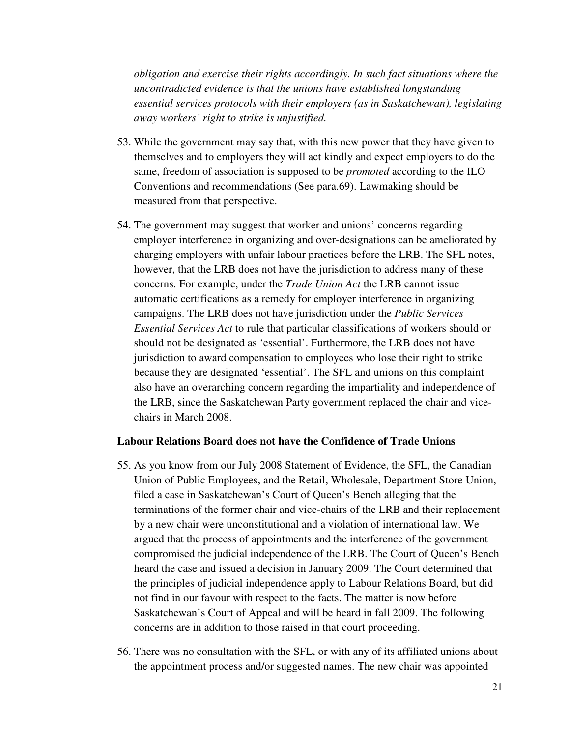*obligation and exercise their rights accordingly. In such fact situations where the uncontradicted evidence is that the unions have established longstanding essential services protocols with their employers (as in Saskatchewan), legislating away workers' right to strike is unjustified.*

53. While the government may say that, with this new power that they have given to themselves and to employers they will act kindly and expect employers to do the same, freedom of association is supposed to be *promoted* according to the ILO Conventions and recommendations (See para.69). Lawmaking should be measured from that perspective.

54. The government may suggest that worker and unions' concerns regarding employer interference in organizing and over-designations can be ameliorated by charging employers with unfair labour practices before the LRB. The SFL notes, however, that the LRB does not have the jurisdiction to address many of these concerns. For example, under the *Trade Union Act* the LRB cannot issue automatic certifications as a remedy for employer interference in organizing campaigns. The LRB does not have jurisdiction under the *Public Services Essential Services Act* to rule that particular classifications of workers should or should not be designated as 'essential'. Furthermore, the LRB does not have jurisdiction to award compensation to employees who lose their right to strike because they are designated 'essential'. The SFL and unions on this complaint also have an overarching concern regarding the impartiality and independence of the LRB, since the Saskatchewan Party government replaced the chair and vice-chairs in March 2008.

**Labour Relations Board does not have the Confidence of Trade Unions**

55. As you know from our July 2008 Statement of Evidence, the SFL, the Canadian Union of Public Employees, and the Retail, Wholesale, Department Store Union, filed a case in Saskatchewan's Court of Queen's Bench alleging that the terminations of the former chair and vice-chairs of the LRB and their replacement by a new chair were unconstitutional and a violation of international law. We argued that the process of appointments and the interference of the government compromised the judicial independence of the LRB. The Court of Queen's Bench heard the case and issued a decision in January 2009. The Court determined that the principles of judicial independence apply to Labour Relations Board, but did not find in our favour with respect to the facts. The matter is now before Saskatchewan's Court of Appeal and will be heard in fall 2009. The following concerns are in addition to those raised in that court proceeding.

56. There was no consultation with the SFL, or with any of its affiliated unions about the appointment process and/or suggested names. The new chair was appointed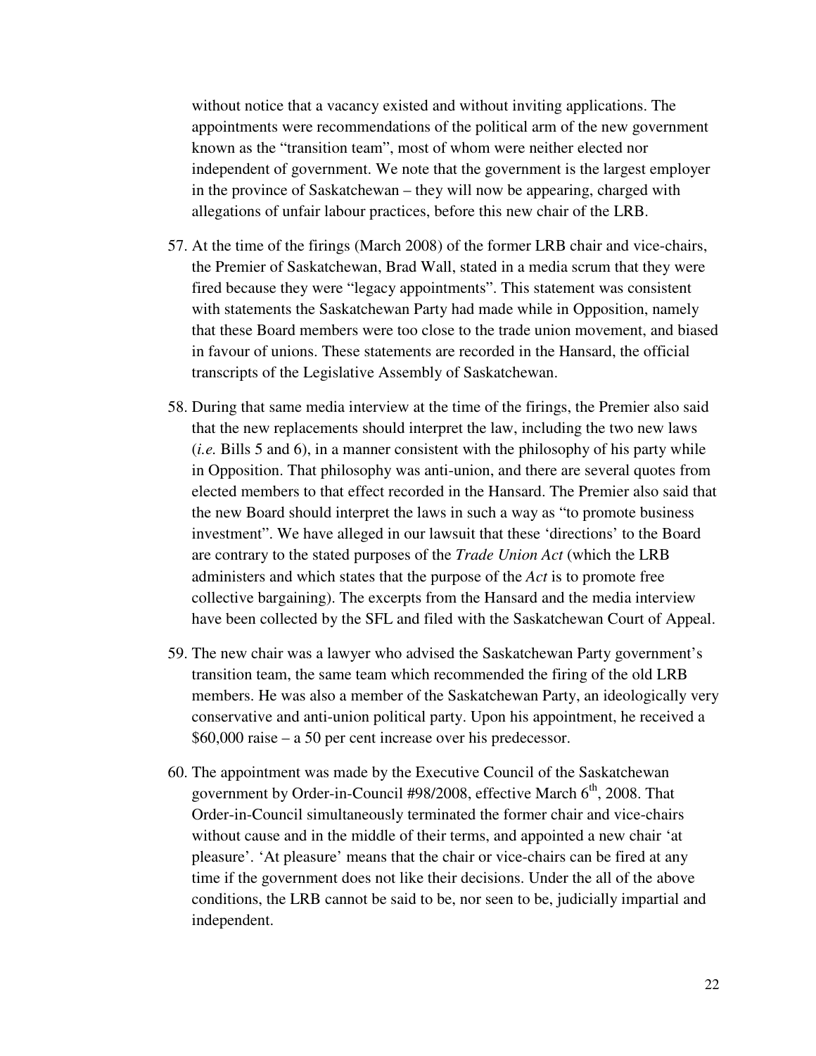without notice that a vacancy existed and without inviting applications. The appointments were recommendations of the political arm of the new government known as the "transition team", most of whom were neither elected nor independent of government. We note that the government is the largest employer in the province of Saskatchewan – they will now be appearing, charged with allegations of unfair labour practices, before this new chair of the LRB.

57. At the time of the firings (March 2008) of the former LRB chair and vice-chairs, the Premier of Saskatchewan, Brad Wall, stated in a media scrum that they were fired because they were "legacy appointments". This statement was consistent with statements the Saskatchewan Party had made while in Opposition, namely that these Board members were too close to the trade union movement, and biased in favour of unions. These statements are recorded in the Hansard, the official transcripts of the Legislative Assembly of Saskatchewan.

58. During that same media interview at the time of the firings, the Premier also said that the new replacements should interpret the law, including the two new laws (*i.e.* Bills 5 and 6), in a manner consistent with the philosophy of his party while in Opposition. That philosophy was anti-union, and there are several quotes from elected members to that effect recorded in the Hansard. The Premier also said that the new Board should interpret the laws in such a way as "to promote business investment". We have alleged in our lawsuit that these 'directions' to the Board are contrary to the stated purposes of the *Trade Union Act* (which the LRB administers and which states that the purpose of the *Act* is to promote free collective bargaining). The excerpts from the Hansard and the media interview have been collected by the SFL and filed with the Saskatchewan Court of Appeal.

59. The new chair was a lawyer who advised the Saskatchewan Party government's transition team, the same team which recommended the firing of the old LRB members. He was also a member of the Saskatchewan Party, an ideologically very conservative and anti-union political party. Upon his appointment, he received a $60,000 raise – a 50 per cent increase over his predecessor.

60. The appointment was made by the Executive Council of the Saskatchewan government by Order-in-Council #98/2008, effective March 6th, 2008. That Order-in-Council simultaneously terminated the former chair and vice-chairs without cause and in the middle of their terms, and appointed a new chair 'at pleasure'. 'At pleasure' means that the chair or vice-chairs can be fired at any time if the government does not like their decisions. Under the all of the above conditions, the LRB cannot be said to be, nor seen to be, judicially impartial and independent.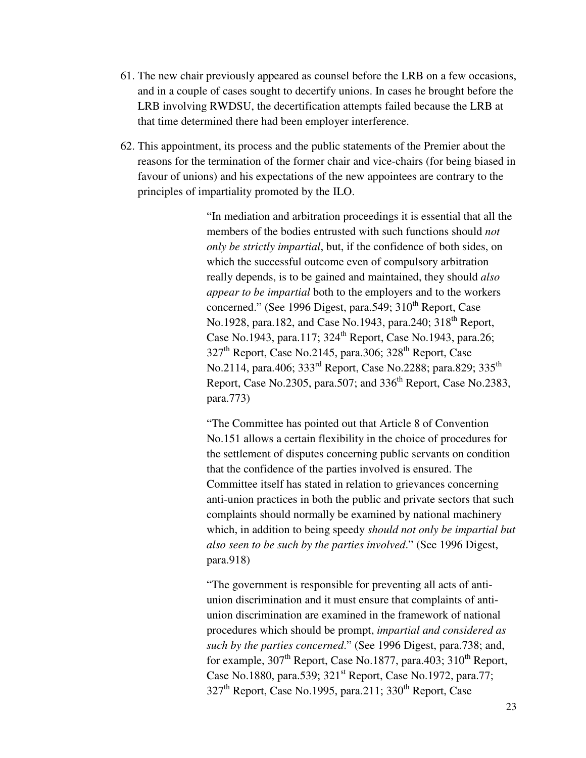61. The new chair previously appeared as counsel before the LRB on a few occasions, and in a couple of cases sought to decertify unions. In cases he brought before the LRB involving RWDSU, the decertification attempts failed because the LRB at that time determined there had been employer interference.

62. This appointment, its process and the public statements of the Premier about the reasons for the termination of the former chair and vice-chairs (for being biased in favour of unions) and his expectations of the new appointees are contrary to the principles of impartiality promoted by the ILO.

> "In mediation and arbitration proceedings it is essential that all the members of the bodies entrusted with such functions should *not only be strictly impartial*, but, if the confidence of both sides, on which the successful outcome even of compulsory arbitration really depends, is to be gained and maintained, they should *also appear to be impartial* both to the employers and to the workers concerned." (See 1996 Digest, para.549; 310th Report, Case No.1928, para.182, and Case No.1943, para.240; 318th Report, Case No.1943, para.117; 324th Report, Case No.1943, para.26; 327th Report, Case No.2145, para.306; 328th Report, Case No.2114, para.406; 333rd Report, Case No.2288; para.829; 335th Report, Case No.2305, para.507; and 336th Report, Case No.2383, para.773)
>
> "The Committee has pointed out that Article 8 of Convention No.151 allows a certain flexibility in the choice of procedures for the settlement of disputes concerning public servants on condition that the confidence of the parties involved is ensured. The Committee itself has stated in relation to grievances concerning anti-union practices in both the public and private sectors that such complaints should normally be examined by national machinery which, in addition to being speedy *should not only be impartial but also seen to be such by the parties involved*." (See 1996 Digest, para.918)
>
> "The government is responsible for preventing all acts of anti-union discrimination and it must ensure that complaints of anti-union discrimination are examined in the framework of national procedures which should be prompt, *impartial and considered as such by the parties concerned*." (See 1996 Digest, para.738; and, for example, 307th Report, Case No.1877, para.403; 310th Report, Case No.1880, para.539; 321st Report, Case No.1972, para.77; 327th Report, Case No.1995, para.211; 330th Report, Case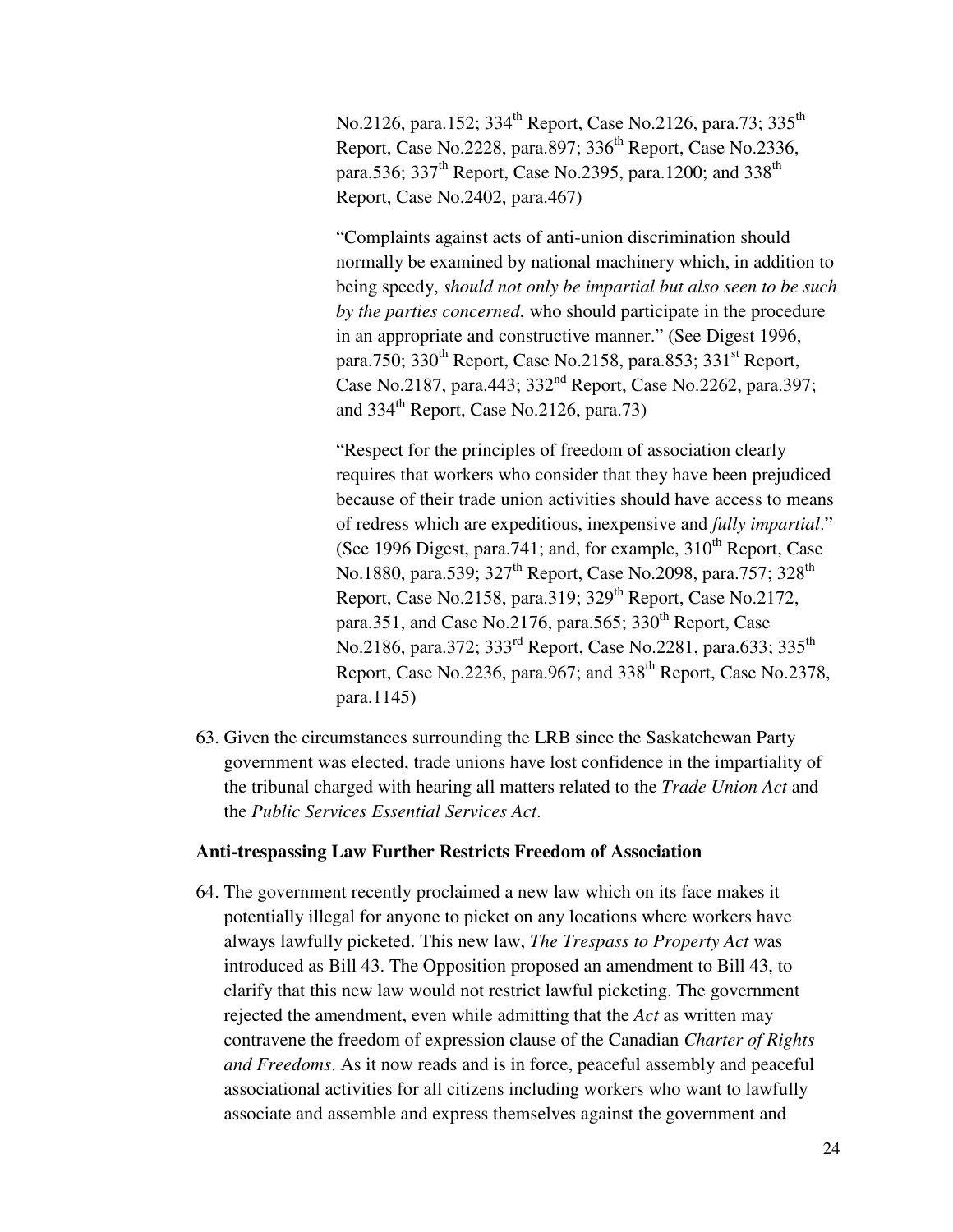No.2126, para.152; 334th Report, Case No.2126, para.73; 335th Report, Case No.2228, para.897; 336th Report, Case No.2336, para.536; 337th Report, Case No.2395, para.1200; and 338th Report, Case No.2402, para.467)

"Complaints against acts of anti-union discrimination should normally be examined by national machinery which, in addition to being speedy, *should not only be impartial but also seen to be such by the parties concerned*, who should participate in the procedure in an appropriate and constructive manner." (See Digest 1996, para.750; 330th Report, Case No.2158, para.853; 331st Report, Case No.2187, para.443; 332nd Report, Case No.2262, para.397; and 334th Report, Case No.2126, para.73)

"Respect for the principles of freedom of association clearly requires that workers who consider that they have been prejudiced because of their trade union activities should have access to means of redress which are expeditious, inexpensive and *fully impartial*." (See 1996 Digest, para.741; and, for example, 310th Report, Case No.1880, para.539; 327th Report, Case No.2098, para.757; 328th Report, Case No.2158, para.319; 329th Report, Case No.2172, para.351, and Case No.2176, para.565; 330th Report, Case No.2186, para.372; 333rd Report, Case No.2281, para.633; 335th Report, Case No.2236, para.967; and 338th Report, Case No.2378, para.1145)

63. Given the circumstances surrounding the LRB since the Saskatchewan Party government was elected, trade unions have lost confidence in the impartiality of the tribunal charged with hearing all matters related to the *Trade Union Act* and the *Public Services Essential Services Act*.

**Anti-trespassing Law Further Restricts Freedom of Association**

64. The government recently proclaimed a new law which on its face makes it potentially illegal for anyone to picket on any locations where workers have always lawfully picketed. This new law, *The Trespass to Property Act* was introduced as Bill 43. The Opposition proposed an amendment to Bill 43, to clarify that this new law would not restrict lawful picketing. The government rejected the amendment, even while admitting that the *Act* as written may contravene the freedom of expression clause of the Canadian *Charter of Rights and Freedoms*. As it now reads and is in force, peaceful assembly and peaceful associational activities for all citizens including workers who want to lawfully associate and assemble and express themselves against the government and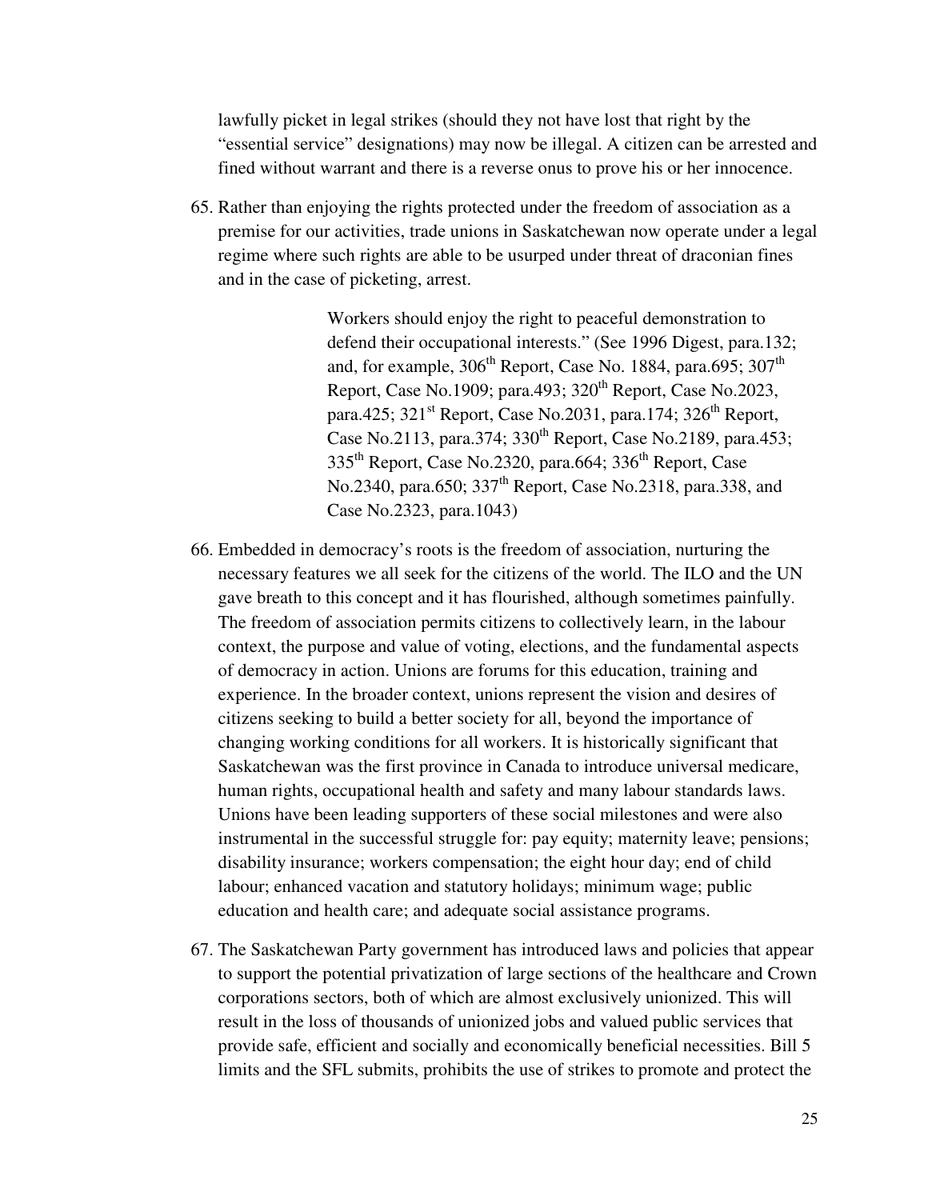lawfully picket in legal strikes (should they not have lost that right by the "essential service" designations) may now be illegal. A citizen can be arrested and fined without warrant and there is a reverse onus to prove his or her innocence.

65. Rather than enjoying the rights protected under the freedom of association as a premise for our activities, trade unions in Saskatchewan now operate under a legal regime where such rights are able to be usurped under threat of draconian fines and in the case of picketing, arrest.

> Workers should enjoy the right to peaceful demonstration to defend their occupational interests." (See 1996 Digest, para.132; and, for example, 306th Report, Case No. 1884, para.695; 307th Report, Case No.1909; para.493; 320th Report, Case No.2023, para.425; 321st Report, Case No.2031, para.174; 326th Report, Case No.2113, para.374; 330th Report, Case No.2189, para.453; 335th Report, Case No.2320, para.664; 336th Report, Case No.2340, para.650; 337th Report, Case No.2318, para.338, and Case No.2323, para.1043)

66. Embedded in democracy's roots is the freedom of association, nurturing the necessary features we all seek for the citizens of the world. The ILO and the UN gave breath to this concept and it has flourished, although sometimes painfully. The freedom of association permits citizens to collectively learn, in the labour context, the purpose and value of voting, elections, and the fundamental aspects of democracy in action. Unions are forums for this education, training and experience. In the broader context, unions represent the vision and desires of citizens seeking to build a better society for all, beyond the importance of changing working conditions for all workers. It is historically significant that Saskatchewan was the first province in Canada to introduce universal medicare, human rights, occupational health and safety and many labour standards laws. Unions have been leading supporters of these social milestones and were also instrumental in the successful struggle for: pay equity; maternity leave; pensions; disability insurance; workers compensation; the eight hour day; end of child labour; enhanced vacation and statutory holidays; minimum wage; public education and health care; and adequate social assistance programs.

67. The Saskatchewan Party government has introduced laws and policies that appear to support the potential privatization of large sections of the healthcare and Crown corporations sectors, both of which are almost exclusively unionized. This will result in the loss of thousands of unionized jobs and valued public services that provide safe, efficient and socially and economically beneficial necessities. Bill 5 limits and the SFL submits, prohibits the use of strikes to promote and protect the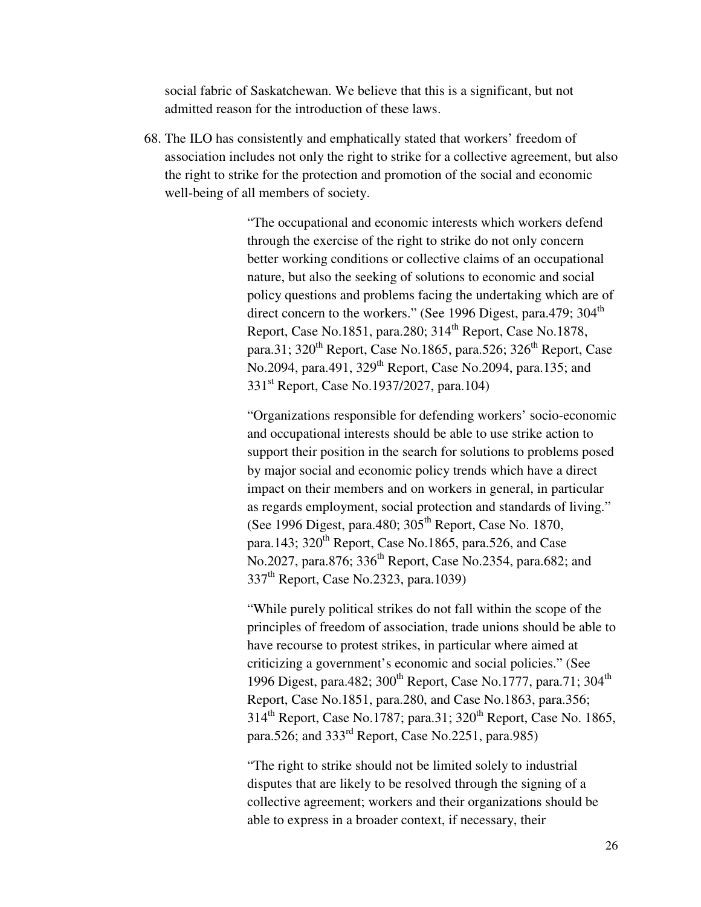social fabric of Saskatchewan. We believe that this is a significant, but not admitted reason for the introduction of these laws.

68. The ILO has consistently and emphatically stated that workers' freedom of association includes not only the right to strike for a collective agreement, but also the right to strike for the protection and promotion of the social and economic well-being of all members of society.

> "The occupational and economic interests which workers defend through the exercise of the right to strike do not only concern better working conditions or collective claims of an occupational nature, but also the seeking of solutions to economic and social policy questions and problems facing the undertaking which are of direct concern to the workers." (See 1996 Digest, para.479; 304th Report, Case No.1851, para.280; 314th Report, Case No.1878, para.31; 320th Report, Case No.1865, para.526; 326th Report, Case No.2094, para.491, 329th Report, Case No.2094, para.135; and 331st Report, Case No.1937/2027, para.104)
>
> "Organizations responsible for defending workers' socio-economic and occupational interests should be able to use strike action to support their position in the search for solutions to problems posed by major social and economic policy trends which have a direct impact on their members and on workers in general, in particular as regards employment, social protection and standards of living." (See 1996 Digest, para.480; 305th Report, Case No. 1870, para.143; 320th Report, Case No.1865, para.526, and Case No.2027, para.876; 336th Report, Case No.2354, para.682; and 337th Report, Case No.2323, para.1039)
>
> "While purely political strikes do not fall within the scope of the principles of freedom of association, trade unions should be able to have recourse to protest strikes, in particular where aimed at criticizing a government's economic and social policies." (See 1996 Digest, para.482; 300th Report, Case No.1777, para.71; 304th Report, Case No.1851, para.280, and Case No.1863, para.356; 314th Report, Case No.1787; para.31; 320th Report, Case No. 1865, para.526; and 333rd Report, Case No.2251, para.985)
>
> "The right to strike should not be limited solely to industrial disputes that are likely to be resolved through the signing of a collective agreement; workers and their organizations should be able to express in a broader context, if necessary, their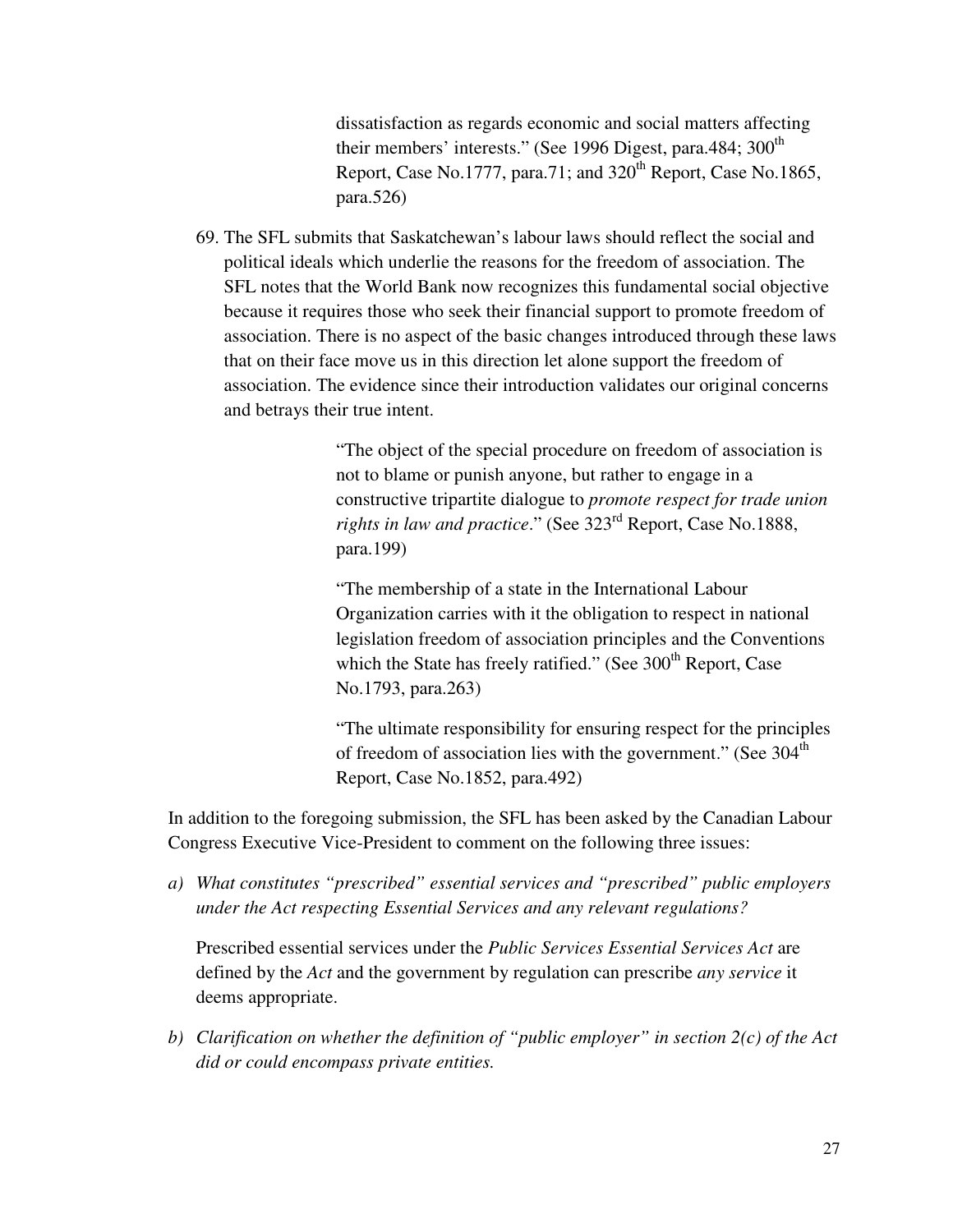> dissatisfaction as regards economic and social matters affecting their members' interests." (See 1996 Digest, para.484; 300th Report, Case No.1777, para.71; and 320th Report, Case No.1865, para.526)

69. The SFL submits that Saskatchewan's labour laws should reflect the social and political ideals which underlie the reasons for the freedom of association. The SFL notes that the World Bank now recognizes this fundamental social objective because it requires those who seek their financial support to promote freedom of association. There is no aspect of the basic changes introduced through these laws that on their face move us in this direction let alone support the freedom of association. The evidence since their introduction validates our original concerns and betrays their true intent.

> "The object of the special procedure on freedom of association is not to blame or punish anyone, but rather to engage in a constructive tripartite dialogue to *promote respect for trade union rights in law and practice*." (See 323rd Report, Case No.1888, para.199)
>
> "The membership of a state in the International Labour Organization carries with it the obligation to respect in national legislation freedom of association principles and the Conventions which the State has freely ratified." (See 300th Report, Case No.1793, para.263)
>
> "The ultimate responsibility for ensuring respect for the principles of freedom of association lies with the government." (See 304th Report, Case No.1852, para.492)

In addition to the foregoing submission, the SFL has been asked by the Canadian Labour Congress Executive Vice-President to comment on the following three issues:

a) *What constitutes "prescribed" essential services and "prescribed" public employers under the Act respecting Essential Services and any relevant regulations?*

   Prescribed essential services under the *Public Services Essential Services Act* are defined by the *Act* and the government by regulation can prescribe *any service* it deems appropriate.

b) *Clarification on whether the definition of "public employer" in section 2(c) of the Act did or could encompass private entities.*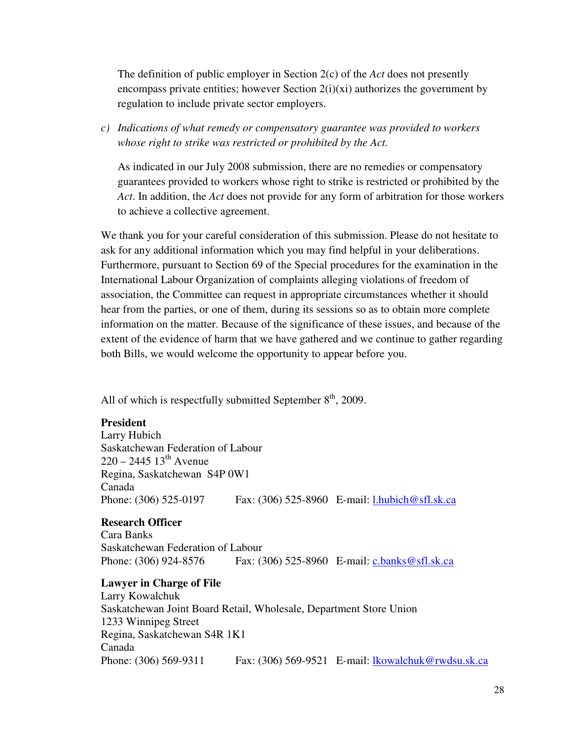The definition of public employer in Section 2(c) of the *Act* does not presently encompass private entities; however Section 2(i)(xi) authorizes the government by regulation to include private sector employers.

c) *Indications of what remedy or compensatory guarantee was provided to workers whose right to strike was restricted or prohibited by the Act.*

As indicated in our July 2008 submission, there are no remedies or compensatory guarantees provided to workers whose right to strike is restricted or prohibited by the *Act*. In addition, the *Act* does not provide for any form of arbitration for those workers to achieve a collective agreement.

We thank you for your careful consideration of this submission. Please do not hesitate to ask for any additional information which you may find helpful in your deliberations. Furthermore, pursuant to Section 69 of the Special procedures for the examination in the International Labour Organization of complaints alleging violations of freedom of association, the Committee can request in appropriate circumstances whether it should hear from the parties, or one of them, during its sessions so as to obtain more complete information on the matter. Because of the significance of these issues, and because of the extent of the evidence of harm that we have gathered and we continue to gather regarding both Bills, we would welcome the opportunity to appear before you.

All of which is respectfully submitted September 8th, 2009.

**President**
Larry Hubich
Saskatchewan Federation of Labour
220 – 2445 13th Avenue
Regina, Saskatchewan S4P 0W1
Canada
Phone: (306) 525-0197 Fax: (306) 525-8960 E-mail: l.hubich@sfl.sk.ca

**Research Officer**
Cara Banks
Saskatchewan Federation of Labour
Phone: (306) 924-8576 Fax: (306) 525-8960 E-mail: c.banks@sfl.sk.ca

**Lawyer in Charge of File**
Larry Kowalchuk
Saskatchewan Joint Board Retail, Wholesale, Department Store Union
1233 Winnipeg Street
Regina, Saskatchewan S4R 1K1
Canada
Phone: (306) 569-9311 Fax: (306) 569-9521 E-mail: lkowalchuk@rwdsu.sk.ca